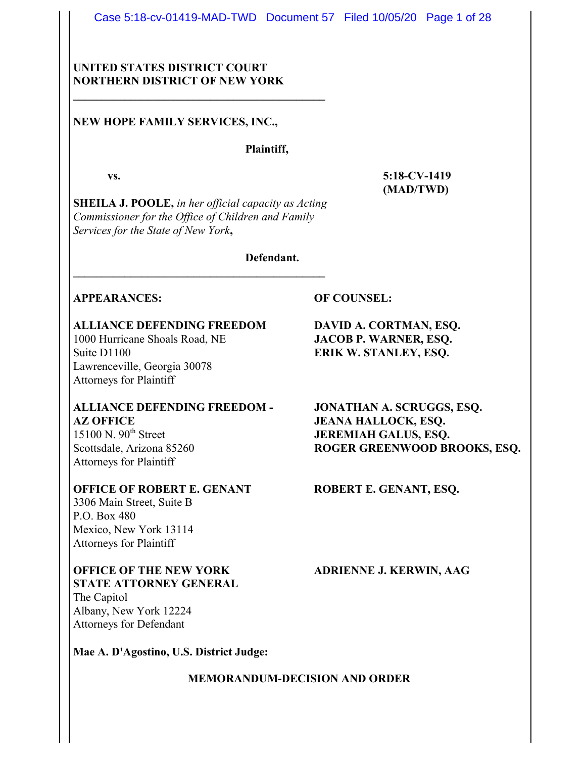**UNITED STATES DISTRICT COURT**
**NORTHERN DISTRICT OF NEW YORK**

---

**NEW HOPE FAMILY SERVICES, INC.,**

**Plaintiff,**

**vs.** **5:18-CV-1419 (MAD/TWD)**

**SHEILA J. POOLE,** *in her official capacity as Acting Commissioner for the Office of Children and Family Services for the State of New York*,

**Defendant.**

---

| **APPEARANCES:** | **OF COUNSEL:** |
| --- | --- |
| **ALLIANCE DEFENDING FREEDOM**<br>1000 Hurricane Shoals Road, NE<br>Suite D1100<br>Lawrenceville, Georgia 30078<br>Attorneys for Plaintiff | **DAVID A. CORTMAN, ESQ.**<br>**JACOB P. WARNER, ESQ.**<br>**ERIK W. STANLEY, ESQ.** |
| **ALLIANCE DEFENDING FREEDOM - AZ OFFICE**<br>15100 N. 90th Street<br>Scottsdale, Arizona 85260<br>Attorneys for Plaintiff | **JONATHAN A. SCRUGGS, ESQ.**<br>**JEANA HALLOCK, ESQ.**<br>**JEREMIAH GALUS, ESQ.**<br>**ROGER GREENWOOD BROOKS, ESQ.** |
| **OFFICE OF ROBERT E. GENANT**<br>3306 Main Street, Suite B<br>P.O. Box 480<br>Mexico, New York 13114<br>Attorneys for Plaintiff | **ROBERT E. GENANT, ESQ.** |
| **OFFICE OF THE NEW YORK STATE ATTORNEY GENERAL**<br>The Capitol<br>Albany, New York 12224<br>Attorneys for Defendant | **ADRIENNE J. KERWIN, AAG** |

**Mae A. D'Agostino, U.S. District Judge:**

## MEMORANDUM-DECISION AND ORDER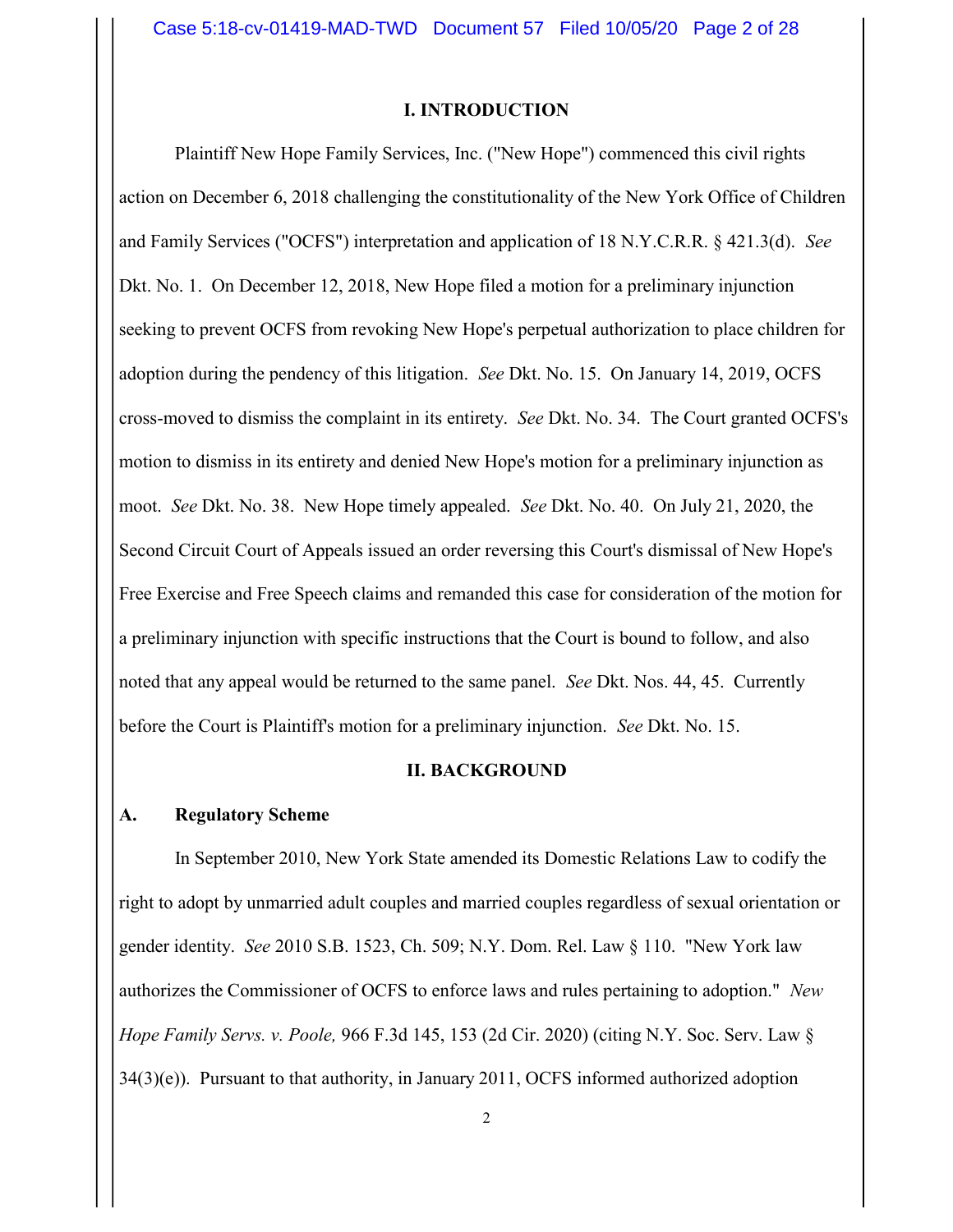## I. INTRODUCTION

Plaintiff New Hope Family Services, Inc. ("New Hope") commenced this civil rights action on December 6, 2018 challenging the constitutionality of the New York Office of Children and Family Services ("OCFS") interpretation and application of 18 N.Y.C.R.R. § 421.3(d). *See* Dkt. No. 1. On December 12, 2018, New Hope filed a motion for a preliminary injunction seeking to prevent OCFS from revoking New Hope's perpetual authorization to place children for adoption during the pendency of this litigation. *See* Dkt. No. 15. On January 14, 2019, OCFS cross-moved to dismiss the complaint in its entirety. *See* Dkt. No. 34. The Court granted OCFS's motion to dismiss in its entirety and denied New Hope's motion for a preliminary injunction as moot. *See* Dkt. No. 38. New Hope timely appealed. *See* Dkt. No. 40. On July 21, 2020, the Second Circuit Court of Appeals issued an order reversing this Court's dismissal of New Hope's Free Exercise and Free Speech claims and remanded this case for consideration of the motion for a preliminary injunction with specific instructions that the Court is bound to follow, and also noted that any appeal would be returned to the same panel. *See* Dkt. Nos. 44, 45. Currently before the Court is Plaintiff's motion for a preliminary injunction. *See* Dkt. No. 15.

## II. BACKGROUND

### A. Regulatory Scheme

In September 2010, New York State amended its Domestic Relations Law to codify the right to adopt by unmarried adult couples and married couples regardless of sexual orientation or gender identity. *See* 2010 S.B. 1523, Ch. 509; N.Y. Dom. Rel. Law § 110. "New York law authorizes the Commissioner of OCFS to enforce laws and rules pertaining to adoption." *New Hope Family Servs. v. Poole,* 966 F.3d 145, 153 (2d Cir. 2020) (citing N.Y. Soc. Serv. Law § 34(3)(e)). Pursuant to that authority, in January 2011, OCFS informed authorized adoption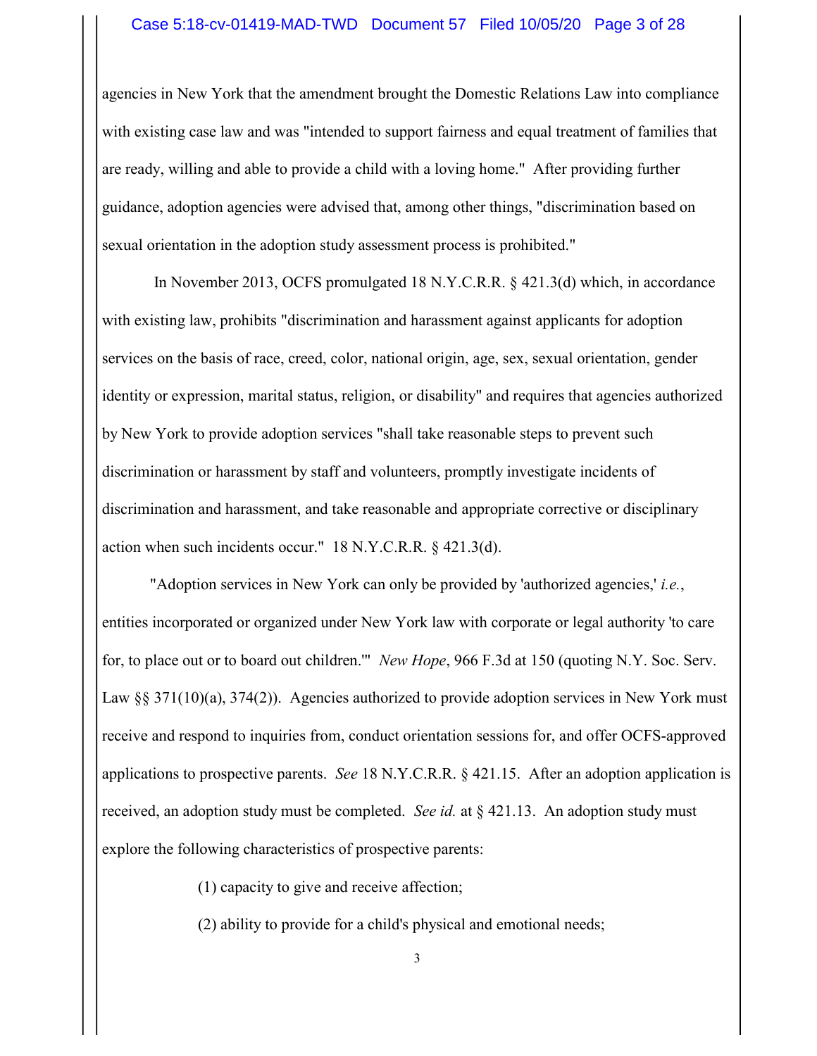agencies in New York that the amendment brought the Domestic Relations Law into compliance with existing case law and was "intended to support fairness and equal treatment of families that are ready, willing and able to provide a child with a loving home." After providing further guidance, adoption agencies were advised that, among other things, "discrimination based on sexual orientation in the adoption study assessment process is prohibited."

In November 2013, OCFS promulgated 18 N.Y.C.R.R. § 421.3(d) which, in accordance with existing law, prohibits "discrimination and harassment against applicants for adoption services on the basis of race, creed, color, national origin, age, sex, sexual orientation, gender identity or expression, marital status, religion, or disability" and requires that agencies authorized by New York to provide adoption services "shall take reasonable steps to prevent such discrimination or harassment by staff and volunteers, promptly investigate incidents of discrimination and harassment, and take reasonable and appropriate corrective or disciplinary action when such incidents occur." 18 N.Y.C.R.R. § 421.3(d).

"Adoption services in New York can only be provided by 'authorized agencies,' *i.e.*, entities incorporated or organized under New York law with corporate or legal authority 'to care for, to place out or to board out children.'" *New Hope*, 966 F.3d at 150 (quoting N.Y. Soc. Serv. Law §§ 371(10)(a), 374(2)). Agencies authorized to provide adoption services in New York must receive and respond to inquiries from, conduct orientation sessions for, and offer OCFS-approved applications to prospective parents. *See* 18 N.Y.C.R.R. § 421.15. After an adoption application is received, an adoption study must be completed. *See id.* at § 421.13. An adoption study must explore the following characteristics of prospective parents:

> (1) capacity to give and receive affection;
>
> (2) ability to provide for a child's physical and emotional needs;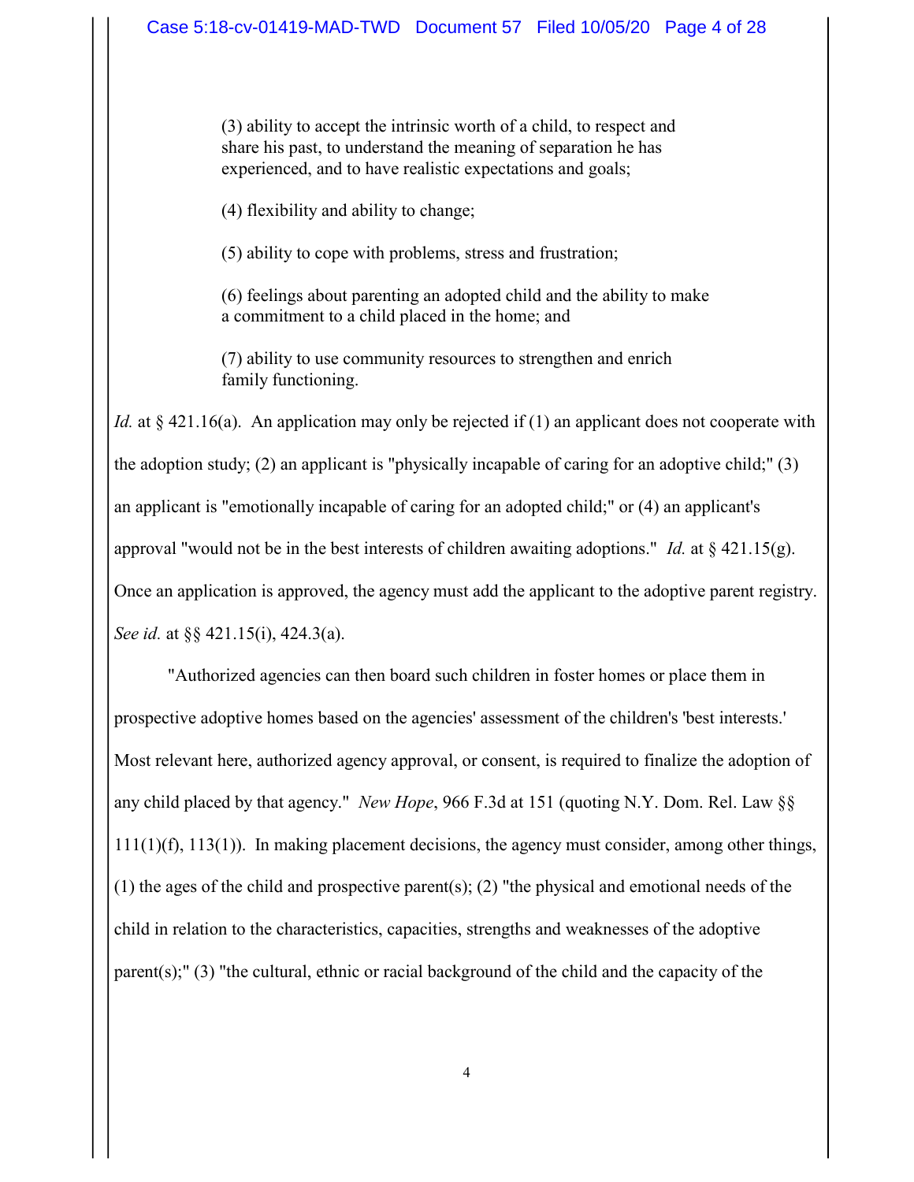> (3) ability to accept the intrinsic worth of a child, to respect and share his past, to understand the meaning of separation he has experienced, and to have realistic expectations and goals;
>
> (4) flexibility and ability to change;
>
> (5) ability to cope with problems, stress and frustration;
>
> (6) feelings about parenting an adopted child and the ability to make a commitment to a child placed in the home; and
>
> (7) ability to use community resources to strengthen and enrich family functioning.

*Id.* at § 421.16(a). An application may only be rejected if (1) an applicant does not cooperate with the adoption study; (2) an applicant is "physically incapable of caring for an adoptive child;" (3) an applicant is "emotionally incapable of caring for an adopted child;" or (4) an applicant's approval "would not be in the best interests of children awaiting adoptions." *Id.* at § 421.15(g). Once an application is approved, the agency must add the applicant to the adoptive parent registry. *See id.* at §§ 421.15(i), 424.3(a).

"Authorized agencies can then board such children in foster homes or place them in prospective adoptive homes based on the agencies' assessment of the children's 'best interests.' Most relevant here, authorized agency approval, or consent, is required to finalize the adoption of any child placed by that agency." *New Hope*, 966 F.3d at 151 (quoting N.Y. Dom. Rel. Law §§ 111(1)(f), 113(1)). In making placement decisions, the agency must consider, among other things, (1) the ages of the child and prospective parent(s); (2) "the physical and emotional needs of the child in relation to the characteristics, capacities, strengths and weaknesses of the adoptive parent(s);" (3) "the cultural, ethnic or racial background of the child and the capacity of the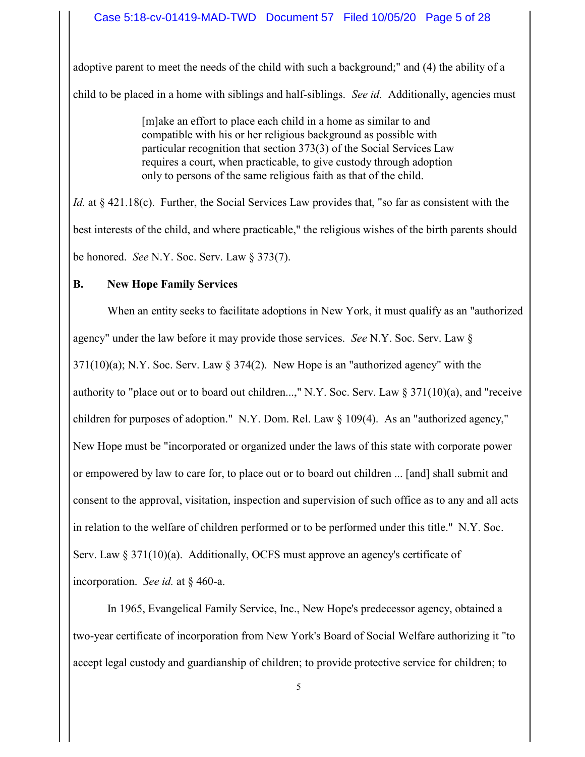adoptive parent to meet the needs of the child with such a background;" and (4) the ability of a child to be placed in a home with siblings and half-siblings. *See id.* Additionally, agencies must

> [m]ake an effort to place each child in a home as similar to and compatible with his or her religious background as possible with particular recognition that section 373(3) of the Social Services Law requires a court, when practicable, to give custody through adoption only to persons of the same religious faith as that of the child.

*Id.* at § 421.18(c). Further, the Social Services Law provides that, "so far as consistent with the best interests of the child, and where practicable," the religious wishes of the birth parents should be honored. *See* N.Y. Soc. Serv. Law § 373(7).

## B. New Hope Family Services

When an entity seeks to facilitate adoptions in New York, it must qualify as an "authorized agency" under the law before it may provide those services. *See* N.Y. Soc. Serv. Law § 371(10)(a); N.Y. Soc. Serv. Law § 374(2). New Hope is an "authorized agency" with the authority to "place out or to board out children...," N.Y. Soc. Serv. Law § 371(10)(a), and "receive children for purposes of adoption." N.Y. Dom. Rel. Law § 109(4). As an "authorized agency," New Hope must be "incorporated or organized under the laws of this state with corporate power or empowered by law to care for, to place out or to board out children ... [and] shall submit and consent to the approval, visitation, inspection and supervision of such office as to any and all acts in relation to the welfare of children performed or to be performed under this title." N.Y. Soc. Serv. Law § 371(10)(a). Additionally, OCFS must approve an agency's certificate of incorporation. *See id.* at § 460-a.

In 1965, Evangelical Family Service, Inc., New Hope's predecessor agency, obtained a two-year certificate of incorporation from New York's Board of Social Welfare authorizing it "to accept legal custody and guardianship of children; to provide protective service for children; to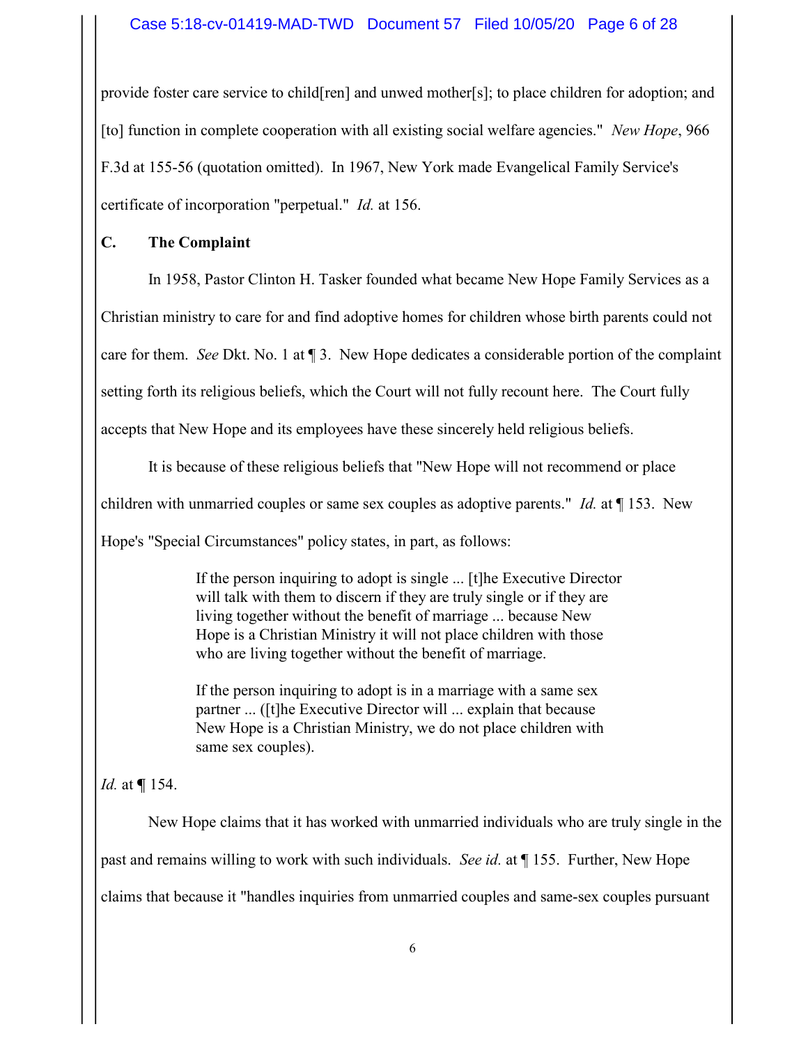provide foster care service to child[ren] and unwed mother[s]; to place children for adoption; and [to] function in complete cooperation with all existing social welfare agencies." *New Hope*, 966 F.3d at 155-56 (quotation omitted). In 1967, New York made Evangelical Family Service's certificate of incorporation "perpetual." *Id.* at 156.

### C. The Complaint

In 1958, Pastor Clinton H. Tasker founded what became New Hope Family Services as a Christian ministry to care for and find adoptive homes for children whose birth parents could not care for them. *See* Dkt. No. 1 at ¶ 3. New Hope dedicates a considerable portion of the complaint setting forth its religious beliefs, which the Court will not fully recount here. The Court fully accepts that New Hope and its employees have these sincerely held religious beliefs.

It is because of these religious beliefs that "New Hope will not recommend or place children with unmarried couples or same sex couples as adoptive parents." *Id.* at ¶ 153. New Hope's "Special Circumstances" policy states, in part, as follows:

> If the person inquiring to adopt is single ... [t]he Executive Director will talk with them to discern if they are truly single or if they are living together without the benefit of marriage ... because New Hope is a Christian Ministry it will not place children with those who are living together without the benefit of marriage.
>
> If the person inquiring to adopt is in a marriage with a same sex partner ... ([t]he Executive Director will ... explain that because New Hope is a Christian Ministry, we do not place children with same sex couples).

*Id.* at ¶ 154.

New Hope claims that it has worked with unmarried individuals who are truly single in the past and remains willing to work with such individuals. *See id.* at ¶ 155. Further, New Hope claims that because it "handles inquiries from unmarried couples and same-sex couples pursuant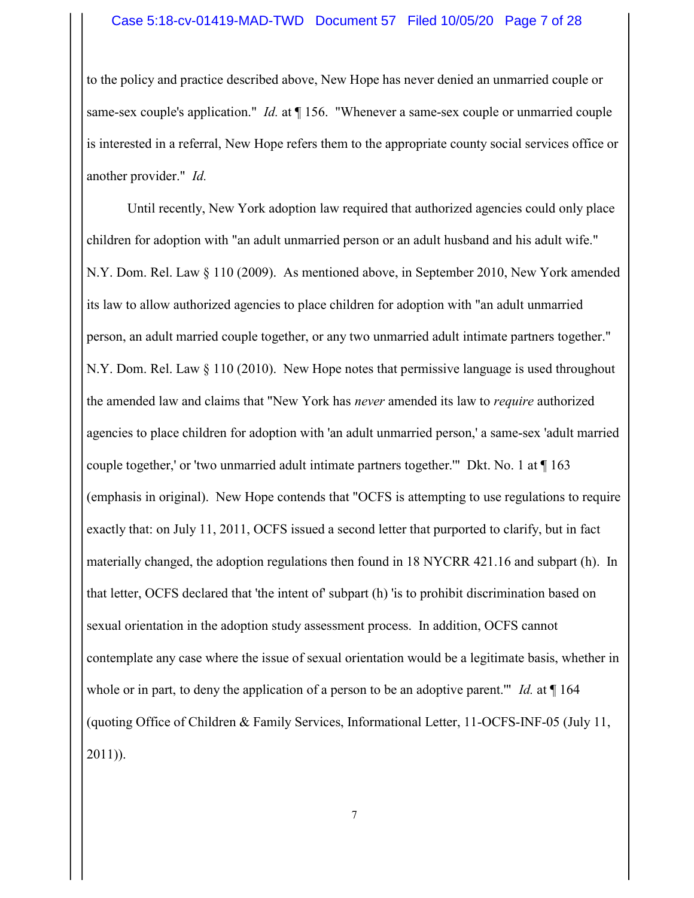to the policy and practice described above, New Hope has never denied an unmarried couple or same-sex couple's application." *Id.* at ¶ 156. "Whenever a same-sex couple or unmarried couple is interested in a referral, New Hope refers them to the appropriate county social services office or another provider." *Id.*

Until recently, New York adoption law required that authorized agencies could only place children for adoption with "an adult unmarried person or an adult husband and his adult wife." N.Y. Dom. Rel. Law § 110 (2009). As mentioned above, in September 2010, New York amended its law to allow authorized agencies to place children for adoption with "an adult unmarried person, an adult married couple together, or any two unmarried adult intimate partners together." N.Y. Dom. Rel. Law § 110 (2010). New Hope notes that permissive language is used throughout the amended law and claims that "New York has *never* amended its law to *require* authorized agencies to place children for adoption with 'an adult unmarried person,' a same-sex 'adult married couple together,' or 'two unmarried adult intimate partners together.'" Dkt. No. 1 at ¶ 163 (emphasis in original). New Hope contends that "OCFS is attempting to use regulations to require exactly that: on July 11, 2011, OCFS issued a second letter that purported to clarify, but in fact materially changed, the adoption regulations then found in 18 NYCRR 421.16 and subpart (h). In that letter, OCFS declared that 'the intent of' subpart (h) 'is to prohibit discrimination based on sexual orientation in the adoption study assessment process. In addition, OCFS cannot contemplate any case where the issue of sexual orientation would be a legitimate basis, whether in whole or in part, to deny the application of a person to be an adoptive parent.'" *Id.* at ¶ 164 (quoting Office of Children & Family Services, Informational Letter, 11-OCFS-INF-05 (July 11, 2011)).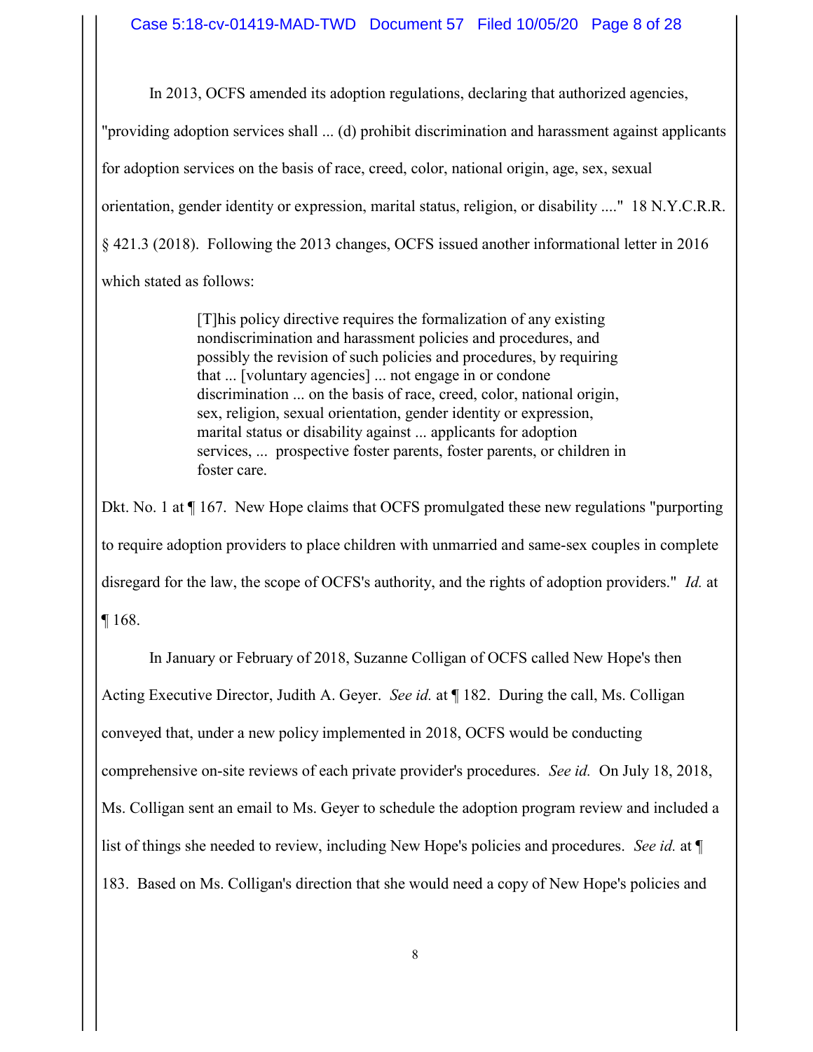In 2013, OCFS amended its adoption regulations, declaring that authorized agencies, "providing adoption services shall ... (d) prohibit discrimination and harassment against applicants for adoption services on the basis of race, creed, color, national origin, age, sex, sexual orientation, gender identity or expression, marital status, religion, or disability ...." 18 N.Y.C.R.R. § 421.3 (2018). Following the 2013 changes, OCFS issued another informational letter in 2016 which stated as follows:

> [T]his policy directive requires the formalization of any existing nondiscrimination and harassment policies and procedures, and possibly the revision of such policies and procedures, by requiring that ... [voluntary agencies] ... not engage in or condone discrimination ... on the basis of race, creed, color, national origin, sex, religion, sexual orientation, gender identity or expression, marital status or disability against ... applicants for adoption services, ... prospective foster parents, foster parents, or children in foster care.

Dkt. No. 1 at ¶ 167. New Hope claims that OCFS promulgated these new regulations "purporting to require adoption providers to place children with unmarried and same-sex couples in complete disregard for the law, the scope of OCFS's authority, and the rights of adoption providers." *Id.* at ¶ 168.

In January or February of 2018, Suzanne Colligan of OCFS called New Hope's then Acting Executive Director, Judith A. Geyer. *See id.* at ¶ 182. During the call, Ms. Colligan conveyed that, under a new policy implemented in 2018, OCFS would be conducting comprehensive on-site reviews of each private provider's procedures. *See id.* On July 18, 2018, Ms. Colligan sent an email to Ms. Geyer to schedule the adoption program review and included a list of things she needed to review, including New Hope's policies and procedures. *See id.* at ¶ 183. Based on Ms. Colligan's direction that she would need a copy of New Hope's policies and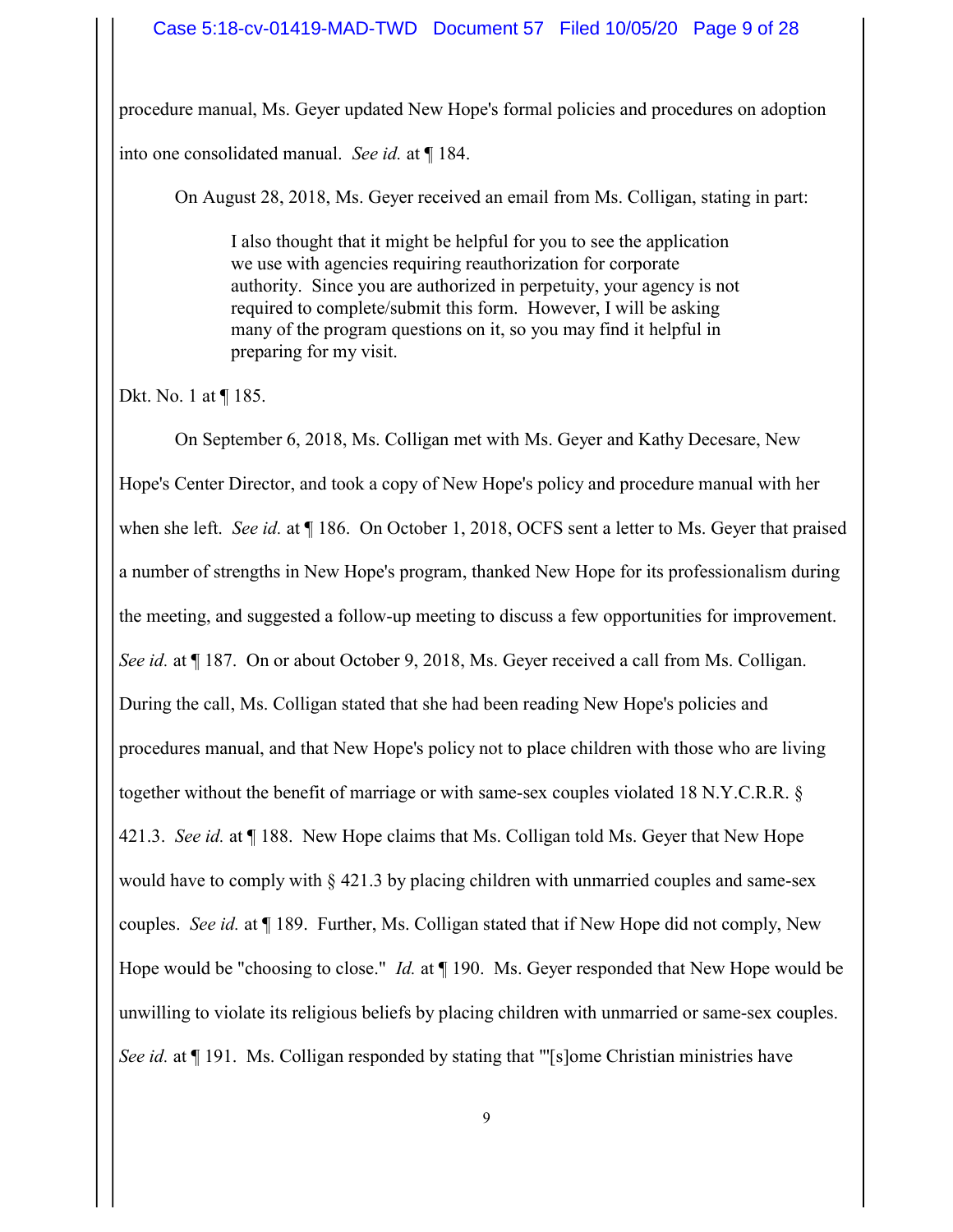procedure manual, Ms. Geyer updated New Hope's formal policies and procedures on adoption into one consolidated manual. *See id.* at ¶ 184.

On August 28, 2018, Ms. Geyer received an email from Ms. Colligan, stating in part:

> I also thought that it might be helpful for you to see the application we use with agencies requiring reauthorization for corporate authority. Since you are authorized in perpetuity, your agency is not required to complete/submit this form. However, I will be asking many of the program questions on it, so you may find it helpful in preparing for my visit.

Dkt. No. 1 at ¶ 185.

On September 6, 2018, Ms. Colligan met with Ms. Geyer and Kathy Decesare, New Hope's Center Director, and took a copy of New Hope's policy and procedure manual with her when she left. *See id.* at ¶ 186. On October 1, 2018, OCFS sent a letter to Ms. Geyer that praised a number of strengths in New Hope's program, thanked New Hope for its professionalism during the meeting, and suggested a follow-up meeting to discuss a few opportunities for improvement. *See id.* at ¶ 187. On or about October 9, 2018, Ms. Geyer received a call from Ms. Colligan. During the call, Ms. Colligan stated that she had been reading New Hope's policies and procedures manual, and that New Hope's policy not to place children with those who are living together without the benefit of marriage or with same-sex couples violated 18 N.Y.C.R.R. § 421.3. *See id.* at ¶ 188. New Hope claims that Ms. Colligan told Ms. Geyer that New Hope would have to comply with § 421.3 by placing children with unmarried couples and same-sex couples. *See id.* at ¶ 189. Further, Ms. Colligan stated that if New Hope did not comply, New Hope would be "choosing to close." *Id.* at ¶ 190. Ms. Geyer responded that New Hope would be unwilling to violate its religious beliefs by placing children with unmarried or same-sex couples. *See id.* at ¶ 191. Ms. Colligan responded by stating that "'[s]ome Christian ministries have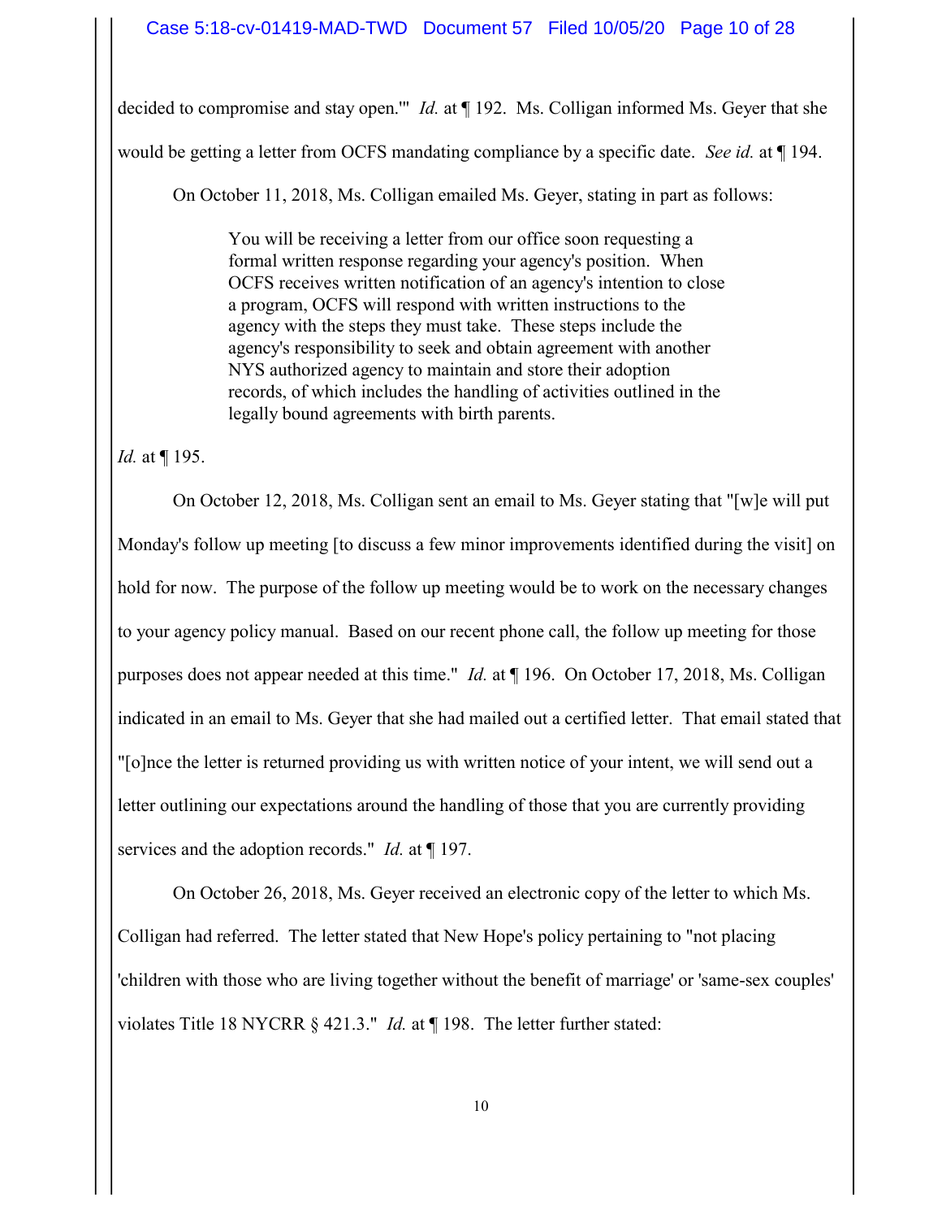decided to compromise and stay open.'" *Id.* at ¶ 192. Ms. Colligan informed Ms. Geyer that she would be getting a letter from OCFS mandating compliance by a specific date. *See id.* at ¶ 194.

On October 11, 2018, Ms. Colligan emailed Ms. Geyer, stating in part as follows:

> You will be receiving a letter from our office soon requesting a formal written response regarding your agency's position. When OCFS receives written notification of an agency's intention to close a program, OCFS will respond with written instructions to the agency with the steps they must take. These steps include the agency's responsibility to seek and obtain agreement with another NYS authorized agency to maintain and store their adoption records, of which includes the handling of activities outlined in the legally bound agreements with birth parents.

*Id.* at ¶ 195.

On October 12, 2018, Ms. Colligan sent an email to Ms. Geyer stating that "[w]e will put Monday's follow up meeting [to discuss a few minor improvements identified during the visit] on hold for now. The purpose of the follow up meeting would be to work on the necessary changes to your agency policy manual. Based on our recent phone call, the follow up meeting for those purposes does not appear needed at this time." *Id.* at ¶ 196. On October 17, 2018, Ms. Colligan indicated in an email to Ms. Geyer that she had mailed out a certified letter. That email stated that "[o]nce the letter is returned providing us with written notice of your intent, we will send out a letter outlining our expectations around the handling of those that you are currently providing services and the adoption records." *Id.* at ¶ 197.

On October 26, 2018, Ms. Geyer received an electronic copy of the letter to which Ms. Colligan had referred. The letter stated that New Hope's policy pertaining to "not placing 'children with those who are living together without the benefit of marriage' or 'same-sex couples' violates Title 18 NYCRR § 421.3." *Id.* at ¶ 198. The letter further stated: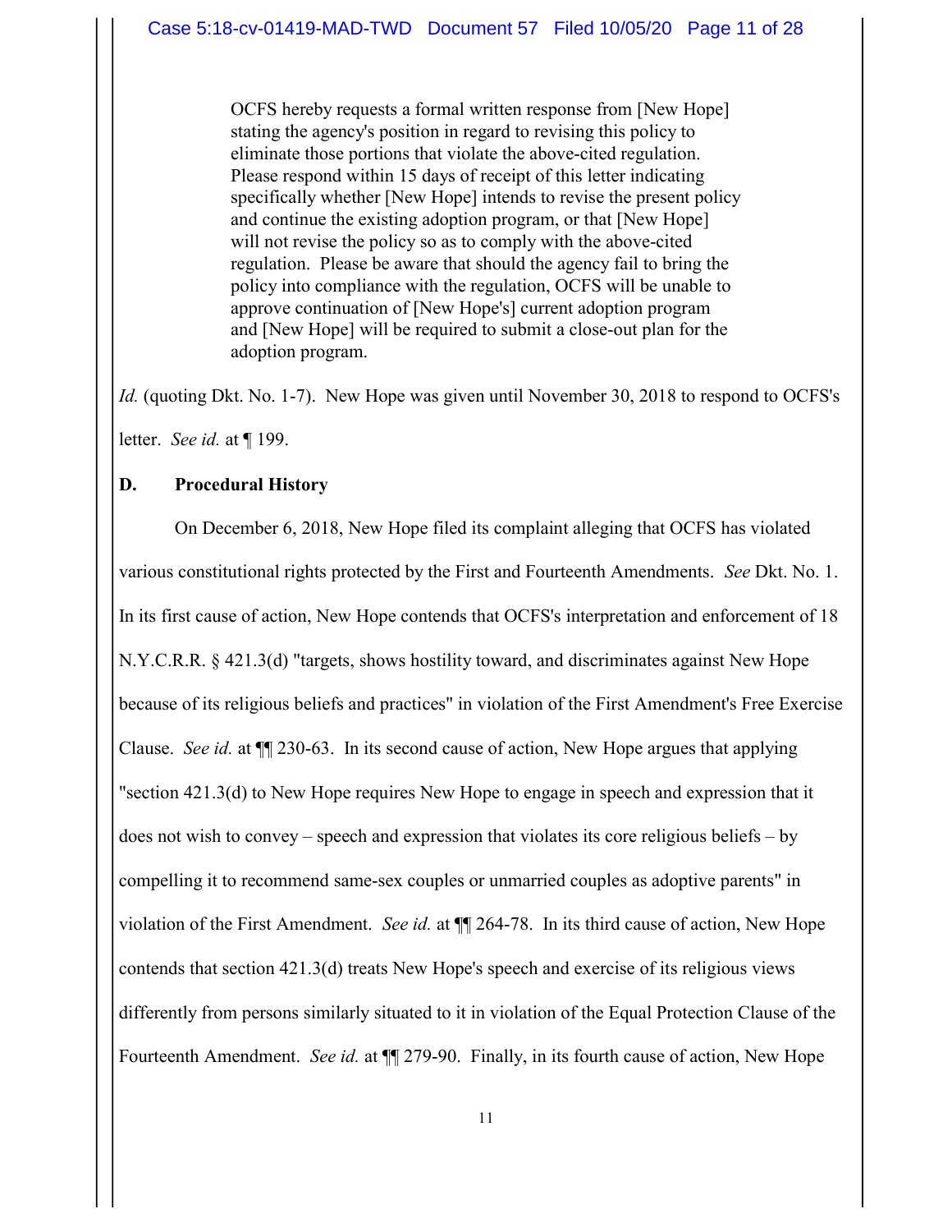> OCFS hereby requests a formal written response from [New Hope] stating the agency's position in regard to revising this policy to eliminate those portions that violate the above-cited regulation. Please respond within 15 days of receipt of this letter indicating specifically whether [New Hope] intends to revise the present policy and continue the existing adoption program, or that [New Hope] will not revise the policy so as to comply with the above-cited regulation. Please be aware that should the agency fail to bring the policy into compliance with the regulation, OCFS will be unable to approve continuation of [New Hope's] current adoption program and [New Hope] will be required to submit a close-out plan for the adoption program.

*Id.* (quoting Dkt. No. 1-7). New Hope was given until November 30, 2018 to respond to OCFS's letter. *See id.* at ¶ 199.

### D. Procedural History

On December 6, 2018, New Hope filed its complaint alleging that OCFS has violated various constitutional rights protected by the First and Fourteenth Amendments. *See* Dkt. No. 1. In its first cause of action, New Hope contends that OCFS's interpretation and enforcement of 18 N.Y.C.R.R. § 421.3(d) "targets, shows hostility toward, and discriminates against New Hope because of its religious beliefs and practices" in violation of the First Amendment's Free Exercise Clause. *See id.* at ¶¶ 230-63. In its second cause of action, New Hope argues that applying "section 421.3(d) to New Hope requires New Hope to engage in speech and expression that it does not wish to convey – speech and expression that violates its core religious beliefs – by compelling it to recommend same-sex couples or unmarried couples as adoptive parents" in violation of the First Amendment. *See id.* at ¶¶ 264-78. In its third cause of action, New Hope contends that section 421.3(d) treats New Hope's speech and exercise of its religious views differently from persons similarly situated to it in violation of the Equal Protection Clause of the Fourteenth Amendment. *See id.* at ¶¶ 279-90. Finally, in its fourth cause of action, New Hope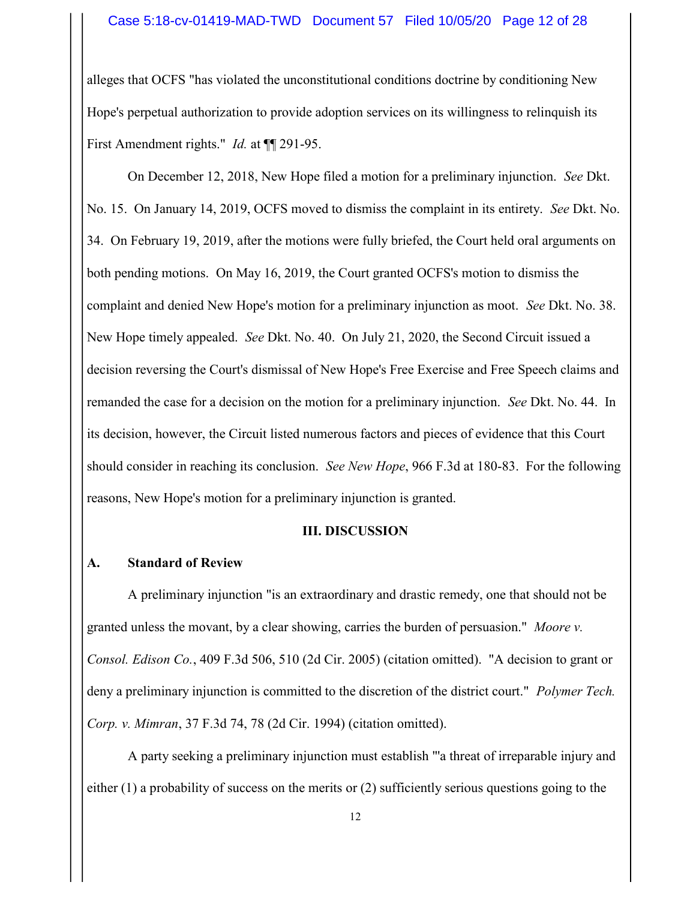alleges that OCFS "has violated the unconstitutional conditions doctrine by conditioning New Hope's perpetual authorization to provide adoption services on its willingness to relinquish its First Amendment rights." *Id.* at ¶¶ 291-95.

On December 12, 2018, New Hope filed a motion for a preliminary injunction. *See* Dkt. No. 15. On January 14, 2019, OCFS moved to dismiss the complaint in its entirety. *See* Dkt. No. 34. On February 19, 2019, after the motions were fully briefed, the Court held oral arguments on both pending motions. On May 16, 2019, the Court granted OCFS's motion to dismiss the complaint and denied New Hope's motion for a preliminary injunction as moot. *See* Dkt. No. 38. New Hope timely appealed. *See* Dkt. No. 40. On July 21, 2020, the Second Circuit issued a decision reversing the Court's dismissal of New Hope's Free Exercise and Free Speech claims and remanded the case for a decision on the motion for a preliminary injunction. *See* Dkt. No. 44. In its decision, however, the Circuit listed numerous factors and pieces of evidence that this Court should consider in reaching its conclusion. *See New Hope*, 966 F.3d at 180-83. For the following reasons, New Hope's motion for a preliminary injunction is granted.

## III. DISCUSSION

### A. Standard of Review

A preliminary injunction "is an extraordinary and drastic remedy, one that should not be granted unless the movant, by a clear showing, carries the burden of persuasion." *Moore v. Consol. Edison Co.*, 409 F.3d 506, 510 (2d Cir. 2005) (citation omitted). "A decision to grant or deny a preliminary injunction is committed to the discretion of the district court." *Polymer Tech. Corp. v. Mimran*, 37 F.3d 74, 78 (2d Cir. 1994) (citation omitted).

A party seeking a preliminary injunction must establish "'a threat of irreparable injury and either (1) a probability of success on the merits or (2) sufficiently serious questions going to the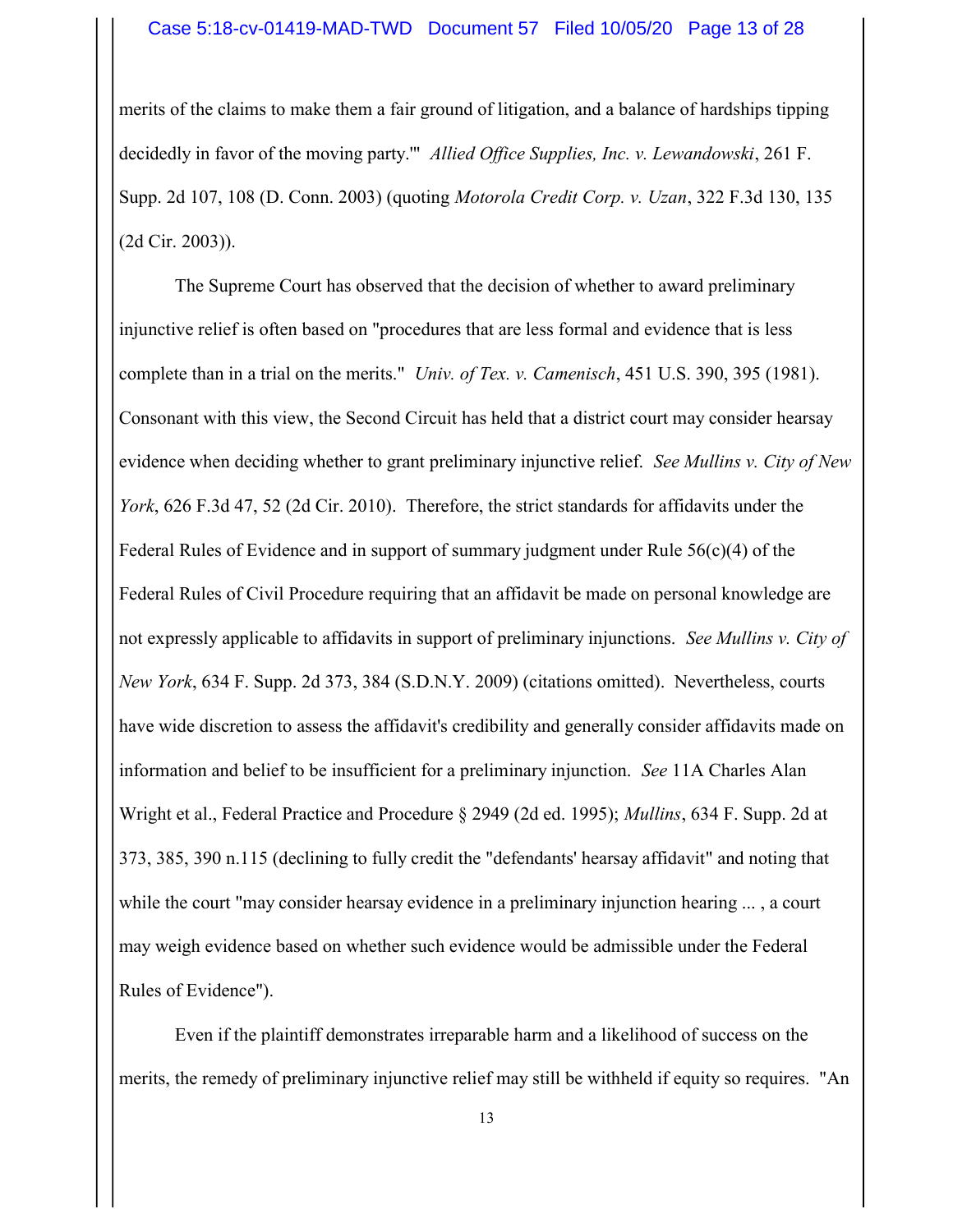merits of the claims to make them a fair ground of litigation, and a balance of hardships tipping decidedly in favor of the moving party.'" *Allied Office Supplies, Inc. v. Lewandowski*, 261 F. Supp. 2d 107, 108 (D. Conn. 2003) (quoting *Motorola Credit Corp. v. Uzan*, 322 F.3d 130, 135 (2d Cir. 2003)).

The Supreme Court has observed that the decision of whether to award preliminary injunctive relief is often based on "procedures that are less formal and evidence that is less complete than in a trial on the merits." *Univ. of Tex. v. Camenisch*, 451 U.S. 390, 395 (1981). Consonant with this view, the Second Circuit has held that a district court may consider hearsay evidence when deciding whether to grant preliminary injunctive relief. *See Mullins v. City of New York*, 626 F.3d 47, 52 (2d Cir. 2010). Therefore, the strict standards for affidavits under the Federal Rules of Evidence and in support of summary judgment under Rule 56(c)(4) of the Federal Rules of Civil Procedure requiring that an affidavit be made on personal knowledge are not expressly applicable to affidavits in support of preliminary injunctions. *See Mullins v. City of New York*, 634 F. Supp. 2d 373, 384 (S.D.N.Y. 2009) (citations omitted). Nevertheless, courts have wide discretion to assess the affidavit's credibility and generally consider affidavits made on information and belief to be insufficient for a preliminary injunction. *See* 11A Charles Alan Wright et al., Federal Practice and Procedure § 2949 (2d ed. 1995); *Mullins*, 634 F. Supp. 2d at 373, 385, 390 n.115 (declining to fully credit the "defendants' hearsay affidavit" and noting that while the court "may consider hearsay evidence in a preliminary injunction hearing ... , a court may weigh evidence based on whether such evidence would be admissible under the Federal Rules of Evidence").

Even if the plaintiff demonstrates irreparable harm and a likelihood of success on the merits, the remedy of preliminary injunctive relief may still be withheld if equity so requires. "An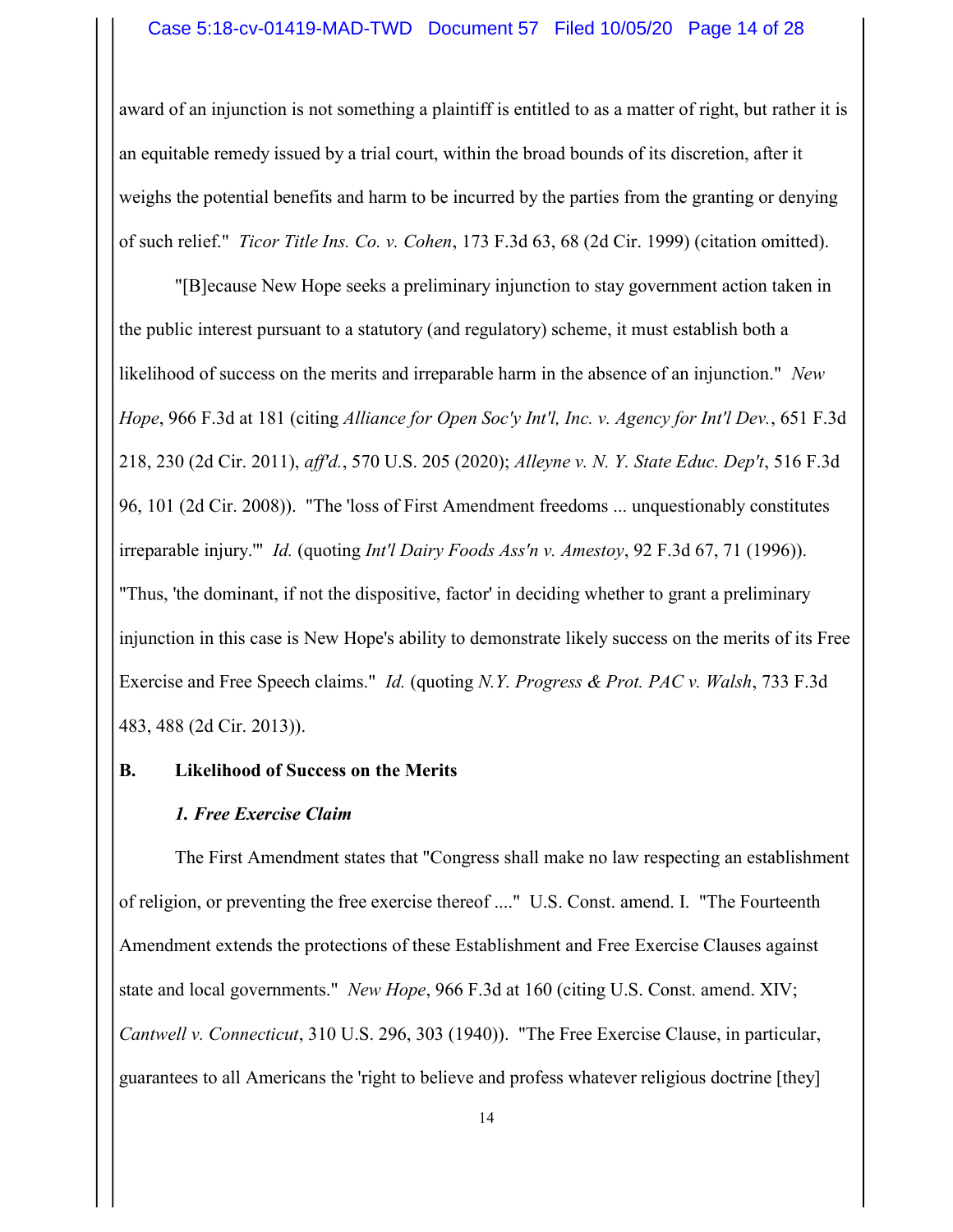award of an injunction is not something a plaintiff is entitled to as a matter of right, but rather it is an equitable remedy issued by a trial court, within the broad bounds of its discretion, after it weighs the potential benefits and harm to be incurred by the parties from the granting or denying of such relief." *Ticor Title Ins. Co. v. Cohen*, 173 F.3d 63, 68 (2d Cir. 1999) (citation omitted).

"[B]ecause New Hope seeks a preliminary injunction to stay government action taken in the public interest pursuant to a statutory (and regulatory) scheme, it must establish both a likelihood of success on the merits and irreparable harm in the absence of an injunction." *New Hope*, 966 F.3d at 181 (citing *Alliance for Open Soc'y Int'l, Inc. v. Agency for Int'l Dev.*, 651 F.3d 218, 230 (2d Cir. 2011), *aff'd.*, 570 U.S. 205 (2020); *Alleyne v. N. Y. State Educ. Dep't*, 516 F.3d 96, 101 (2d Cir. 2008)). "The 'loss of First Amendment freedoms ... unquestionably constitutes irreparable injury.'" *Id.* (quoting *Int'l Dairy Foods Ass'n v. Amestoy*, 92 F.3d 67, 71 (1996)). "Thus, 'the dominant, if not the dispositive, factor' in deciding whether to grant a preliminary injunction in this case is New Hope's ability to demonstrate likely success on the merits of its Free Exercise and Free Speech claims." *Id.* (quoting *N.Y. Progress & Prot. PAC v. Walsh*, 733 F.3d 483, 488 (2d Cir. 2013)).

## B. Likelihood of Success on the Merits

### *1. Free Exercise Claim*

The First Amendment states that "Congress shall make no law respecting an establishment of religion, or preventing the free exercise thereof ...." U.S. Const. amend. I. "The Fourteenth Amendment extends the protections of these Establishment and Free Exercise Clauses against state and local governments." *New Hope*, 966 F.3d at 160 (citing U.S. Const. amend. XIV; *Cantwell v. Connecticut*, 310 U.S. 296, 303 (1940)). "The Free Exercise Clause, in particular, guarantees to all Americans the 'right to believe and profess whatever religious doctrine [they]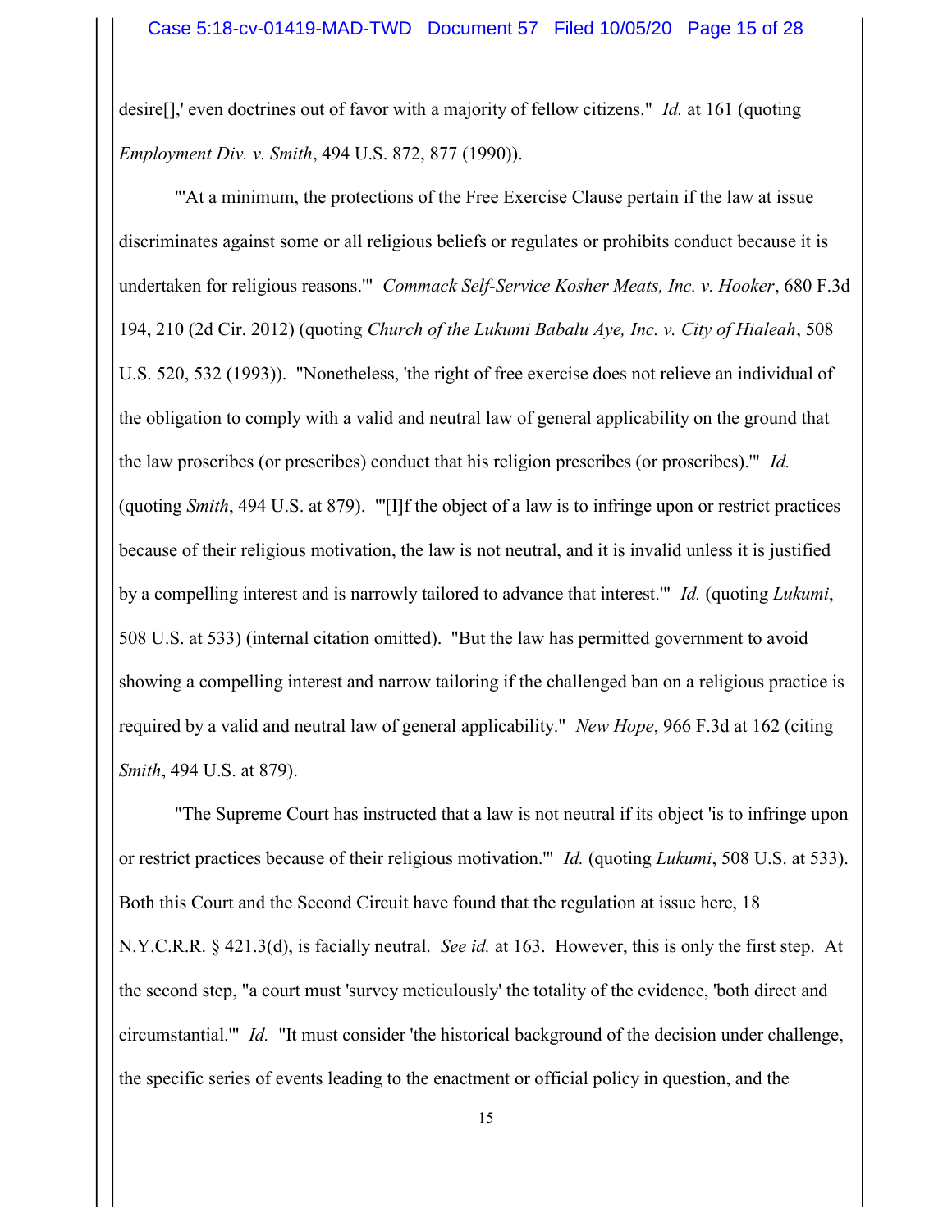desire[],' even doctrines out of favor with a majority of fellow citizens." *Id.* at 161 (quoting *Employment Div. v. Smith*, 494 U.S. 872, 877 (1990)).

"'At a minimum, the protections of the Free Exercise Clause pertain if the law at issue discriminates against some or all religious beliefs or regulates or prohibits conduct because it is undertaken for religious reasons.'" *Commack Self-Service Kosher Meats, Inc. v. Hooker*, 680 F.3d 194, 210 (2d Cir. 2012) (quoting *Church of the Lukumi Babalu Aye, Inc. v. City of Hialeah*, 508 U.S. 520, 532 (1993)). "Nonetheless, 'the right of free exercise does not relieve an individual of the obligation to comply with a valid and neutral law of general applicability on the ground that the law proscribes (or prescribes) conduct that his religion prescribes (or proscribes).'" *Id.* (quoting *Smith*, 494 U.S. at 879). "'[I]f the object of a law is to infringe upon or restrict practices because of their religious motivation, the law is not neutral, and it is invalid unless it is justified by a compelling interest and is narrowly tailored to advance that interest.'" *Id.* (quoting *Lukumi*, 508 U.S. at 533) (internal citation omitted). "But the law has permitted government to avoid showing a compelling interest and narrow tailoring if the challenged ban on a religious practice is required by a valid and neutral law of general applicability." *New Hope*, 966 F.3d at 162 (citing *Smith*, 494 U.S. at 879).

"The Supreme Court has instructed that a law is not neutral if its object 'is to infringe upon or restrict practices because of their religious motivation.'" *Id.* (quoting *Lukumi*, 508 U.S. at 533). Both this Court and the Second Circuit have found that the regulation at issue here, 18 N.Y.C.R.R. § 421.3(d), is facially neutral. *See id.* at 163. However, this is only the first step. At the second step, "a court must 'survey meticulously' the totality of the evidence, 'both direct and circumstantial.'" *Id.* "It must consider 'the historical background of the decision under challenge, the specific series of events leading to the enactment or official policy in question, and the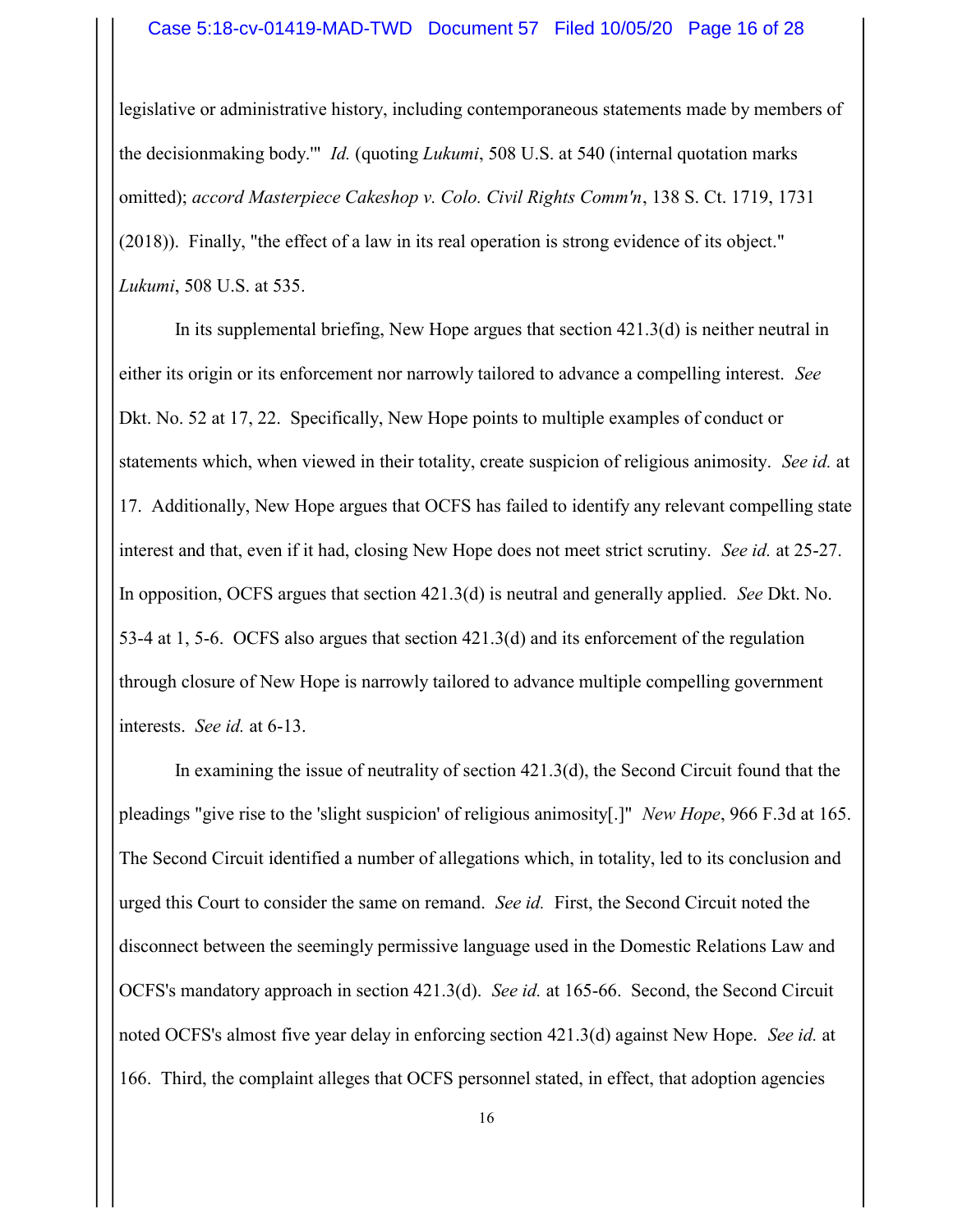legislative or administrative history, including contemporaneous statements made by members of the decisionmaking body.'" *Id.* (quoting *Lukumi*, 508 U.S. at 540 (internal quotation marks omitted); *accord Masterpiece Cakeshop v. Colo. Civil Rights Comm'n*, 138 S. Ct. 1719, 1731 (2018)). Finally, "the effect of a law in its real operation is strong evidence of its object." *Lukumi*, 508 U.S. at 535.

In its supplemental briefing, New Hope argues that section 421.3(d) is neither neutral in either its origin or its enforcement nor narrowly tailored to advance a compelling interest. *See* Dkt. No. 52 at 17, 22. Specifically, New Hope points to multiple examples of conduct or statements which, when viewed in their totality, create suspicion of religious animosity. *See id.* at 17. Additionally, New Hope argues that OCFS has failed to identify any relevant compelling state interest and that, even if it had, closing New Hope does not meet strict scrutiny. *See id.* at 25-27. In opposition, OCFS argues that section 421.3(d) is neutral and generally applied. *See* Dkt. No. 53-4 at 1, 5-6. OCFS also argues that section 421.3(d) and its enforcement of the regulation through closure of New Hope is narrowly tailored to advance multiple compelling government interests. *See id.* at 6-13.

In examining the issue of neutrality of section 421.3(d), the Second Circuit found that the pleadings "give rise to the 'slight suspicion' of religious animosity[.]" *New Hope*, 966 F.3d at 165. The Second Circuit identified a number of allegations which, in totality, led to its conclusion and urged this Court to consider the same on remand. *See id.* First, the Second Circuit noted the disconnect between the seemingly permissive language used in the Domestic Relations Law and OCFS's mandatory approach in section 421.3(d). *See id.* at 165-66. Second, the Second Circuit noted OCFS's almost five year delay in enforcing section 421.3(d) against New Hope. *See id.* at 166. Third, the complaint alleges that OCFS personnel stated, in effect, that adoption agencies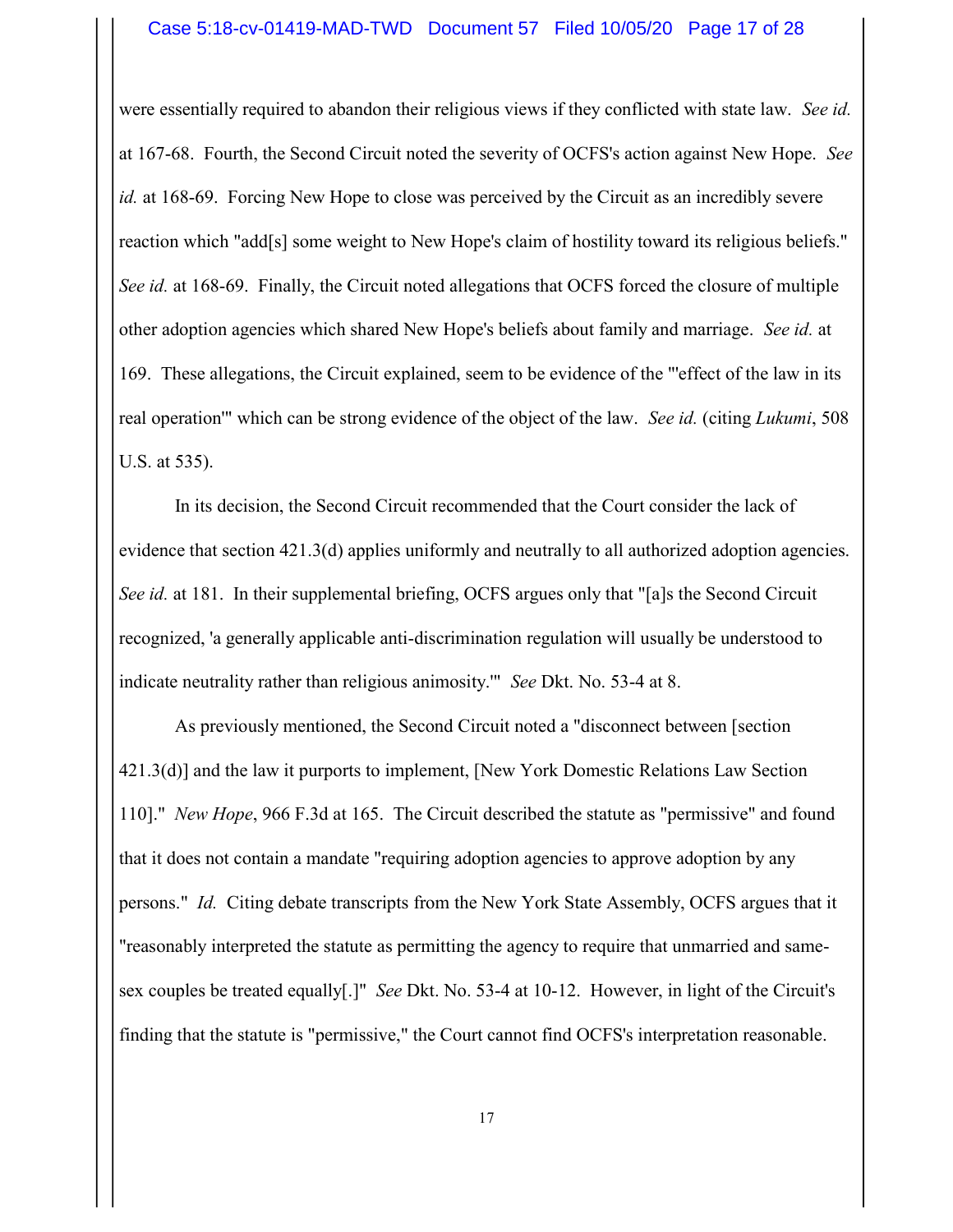were essentially required to abandon their religious views if they conflicted with state law. *See id.* at 167-68. Fourth, the Second Circuit noted the severity of OCFS's action against New Hope. *See id.* at 168-69. Forcing New Hope to close was perceived by the Circuit as an incredibly severe reaction which "add[s] some weight to New Hope's claim of hostility toward its religious beliefs." *See id.* at 168-69. Finally, the Circuit noted allegations that OCFS forced the closure of multiple other adoption agencies which shared New Hope's beliefs about family and marriage. *See id.* at 169. These allegations, the Circuit explained, seem to be evidence of the "'effect of the law in its real operation'" which can be strong evidence of the object of the law. *See id.* (citing *Lukumi*, 508 U.S. at 535).

In its decision, the Second Circuit recommended that the Court consider the lack of evidence that section 421.3(d) applies uniformly and neutrally to all authorized adoption agencies. *See id.* at 181. In their supplemental briefing, OCFS argues only that "[a]s the Second Circuit recognized, 'a generally applicable anti-discrimination regulation will usually be understood to indicate neutrality rather than religious animosity.'" *See* Dkt. No. 53-4 at 8.

As previously mentioned, the Second Circuit noted a "disconnect between [section 421.3(d)] and the law it purports to implement, [New York Domestic Relations Law Section 110]." *New Hope*, 966 F.3d at 165. The Circuit described the statute as "permissive" and found that it does not contain a mandate "requiring adoption agencies to approve adoption by any persons." *Id.* Citing debate transcripts from the New York State Assembly, OCFS argues that it "reasonably interpreted the statute as permitting the agency to require that unmarried and same-sex couples be treated equally[.]" *See* Dkt. No. 53-4 at 10-12. However, in light of the Circuit's finding that the statute is "permissive," the Court cannot find OCFS's interpretation reasonable.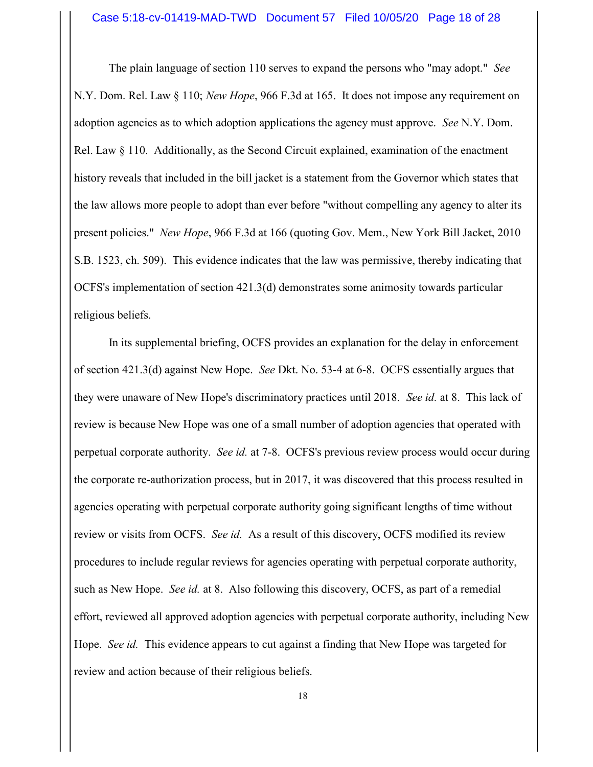The plain language of section 110 serves to expand the persons who "may adopt." *See* N.Y. Dom. Rel. Law § 110; *New Hope*, 966 F.3d at 165. It does not impose any requirement on adoption agencies as to which adoption applications the agency must approve. *See* N.Y. Dom. Rel. Law § 110. Additionally, as the Second Circuit explained, examination of the enactment history reveals that included in the bill jacket is a statement from the Governor which states that the law allows more people to adopt than ever before "without compelling any agency to alter its present policies." *New Hope*, 966 F.3d at 166 (quoting Gov. Mem., New York Bill Jacket, 2010 S.B. 1523, ch. 509). This evidence indicates that the law was permissive, thereby indicating that OCFS's implementation of section 421.3(d) demonstrates some animosity towards particular religious beliefs.

In its supplemental briefing, OCFS provides an explanation for the delay in enforcement of section 421.3(d) against New Hope. *See* Dkt. No. 53-4 at 6-8. OCFS essentially argues that they were unaware of New Hope's discriminatory practices until 2018. *See id.* at 8. This lack of review is because New Hope was one of a small number of adoption agencies that operated with perpetual corporate authority. *See id.* at 7-8. OCFS's previous review process would occur during the corporate re-authorization process, but in 2017, it was discovered that this process resulted in agencies operating with perpetual corporate authority going significant lengths of time without review or visits from OCFS. *See id.* As a result of this discovery, OCFS modified its review procedures to include regular reviews for agencies operating with perpetual corporate authority, such as New Hope. *See id.* at 8. Also following this discovery, OCFS, as part of a remedial effort, reviewed all approved adoption agencies with perpetual corporate authority, including New Hope. *See id.* This evidence appears to cut against a finding that New Hope was targeted for review and action because of their religious beliefs.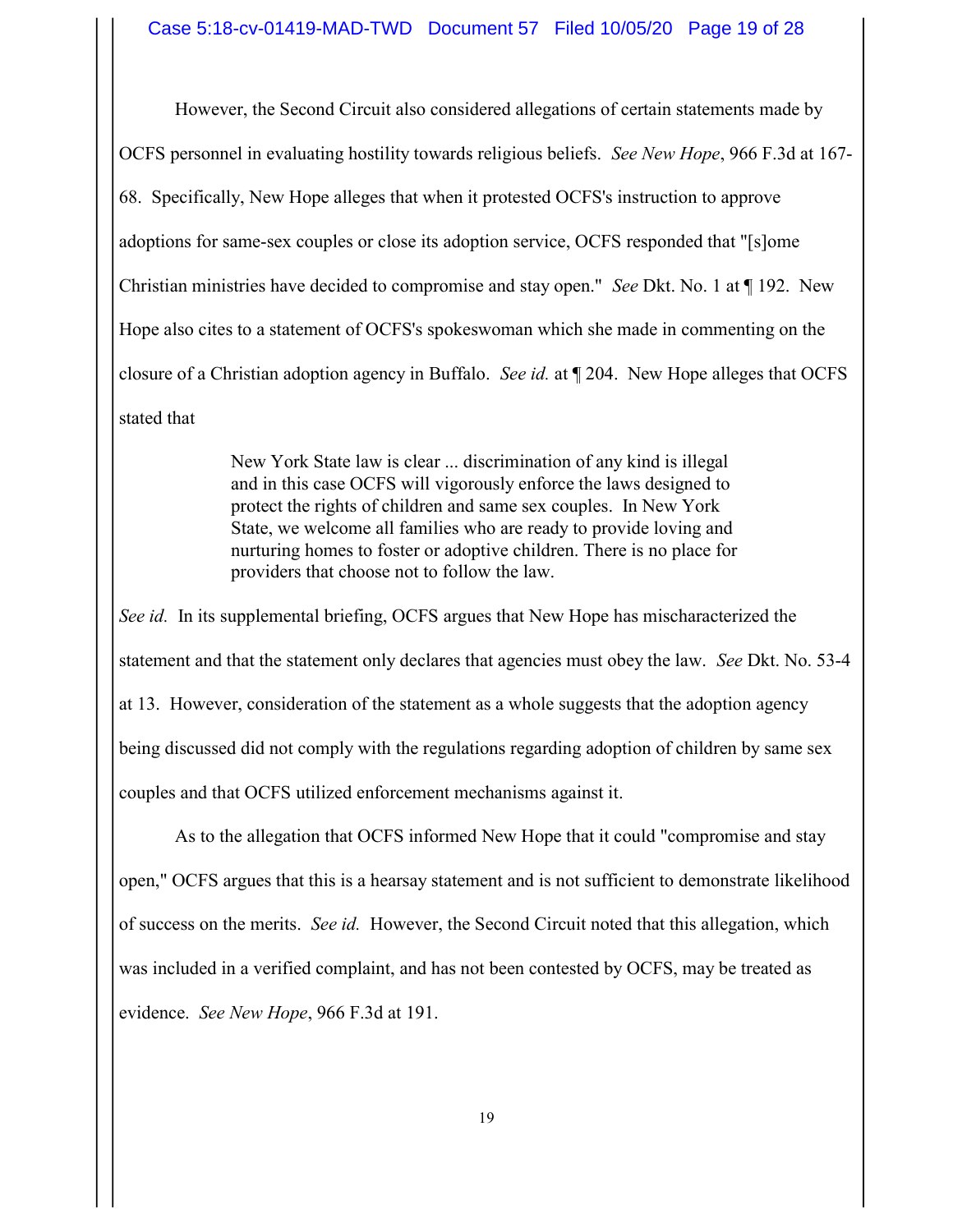However, the Second Circuit also considered allegations of certain statements made by OCFS personnel in evaluating hostility towards religious beliefs. *See New Hope*, 966 F.3d at 167-68. Specifically, New Hope alleges that when it protested OCFS's instruction to approve adoptions for same-sex couples or close its adoption service, OCFS responded that "[s]ome Christian ministries have decided to compromise and stay open." *See* Dkt. No. 1 at ¶ 192. New Hope also cites to a statement of OCFS's spokeswoman which she made in commenting on the closure of a Christian adoption agency in Buffalo. *See id.* at ¶ 204. New Hope alleges that OCFS stated that

> New York State law is clear ... discrimination of any kind is illegal and in this case OCFS will vigorously enforce the laws designed to protect the rights of children and same sex couples. In New York State, we welcome all families who are ready to provide loving and nurturing homes to foster or adoptive children. There is no place for providers that choose not to follow the law.

*See id.* In its supplemental briefing, OCFS argues that New Hope has mischaracterized the statement and that the statement only declares that agencies must obey the law. *See* Dkt. No. 53-4 at 13. However, consideration of the statement as a whole suggests that the adoption agency being discussed did not comply with the regulations regarding adoption of children by same sex couples and that OCFS utilized enforcement mechanisms against it.

As to the allegation that OCFS informed New Hope that it could "compromise and stay open," OCFS argues that this is a hearsay statement and is not sufficient to demonstrate likelihood of success on the merits. *See id.* However, the Second Circuit noted that this allegation, which was included in a verified complaint, and has not been contested by OCFS, may be treated as evidence. *See New Hope*, 966 F.3d at 191.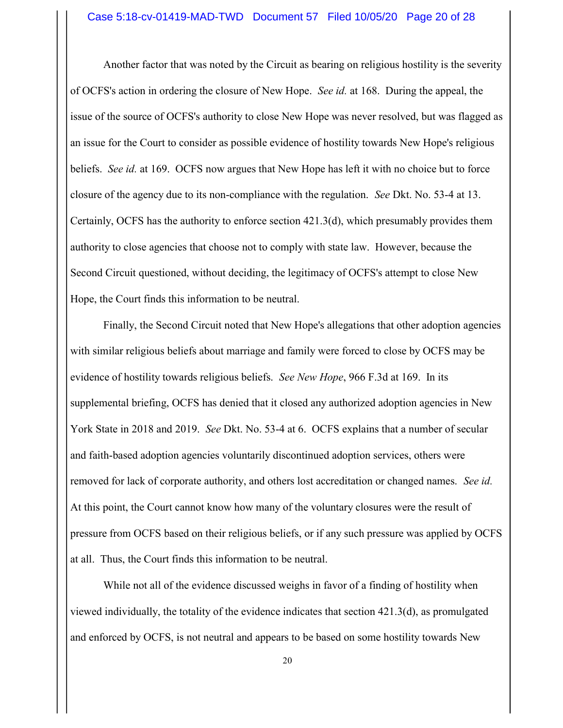Another factor that was noted by the Circuit as bearing on religious hostility is the severity of OCFS's action in ordering the closure of New Hope. *See id.* at 168. During the appeal, the issue of the source of OCFS's authority to close New Hope was never resolved, but was flagged as an issue for the Court to consider as possible evidence of hostility towards New Hope's religious beliefs. *See id.* at 169. OCFS now argues that New Hope has left it with no choice but to force closure of the agency due to its non-compliance with the regulation. *See* Dkt. No. 53-4 at 13. Certainly, OCFS has the authority to enforce section 421.3(d), which presumably provides them authority to close agencies that choose not to comply with state law. However, because the Second Circuit questioned, without deciding, the legitimacy of OCFS's attempt to close New Hope, the Court finds this information to be neutral.

Finally, the Second Circuit noted that New Hope's allegations that other adoption agencies with similar religious beliefs about marriage and family were forced to close by OCFS may be evidence of hostility towards religious beliefs. *See New Hope*, 966 F.3d at 169. In its supplemental briefing, OCFS has denied that it closed any authorized adoption agencies in New York State in 2018 and 2019. *See* Dkt. No. 53-4 at 6. OCFS explains that a number of secular and faith-based adoption agencies voluntarily discontinued adoption services, others were removed for lack of corporate authority, and others lost accreditation or changed names. *See id.* At this point, the Court cannot know how many of the voluntary closures were the result of pressure from OCFS based on their religious beliefs, or if any such pressure was applied by OCFS at all. Thus, the Court finds this information to be neutral.

While not all of the evidence discussed weighs in favor of a finding of hostility when viewed individually, the totality of the evidence indicates that section 421.3(d), as promulgated and enforced by OCFS, is not neutral and appears to be based on some hostility towards New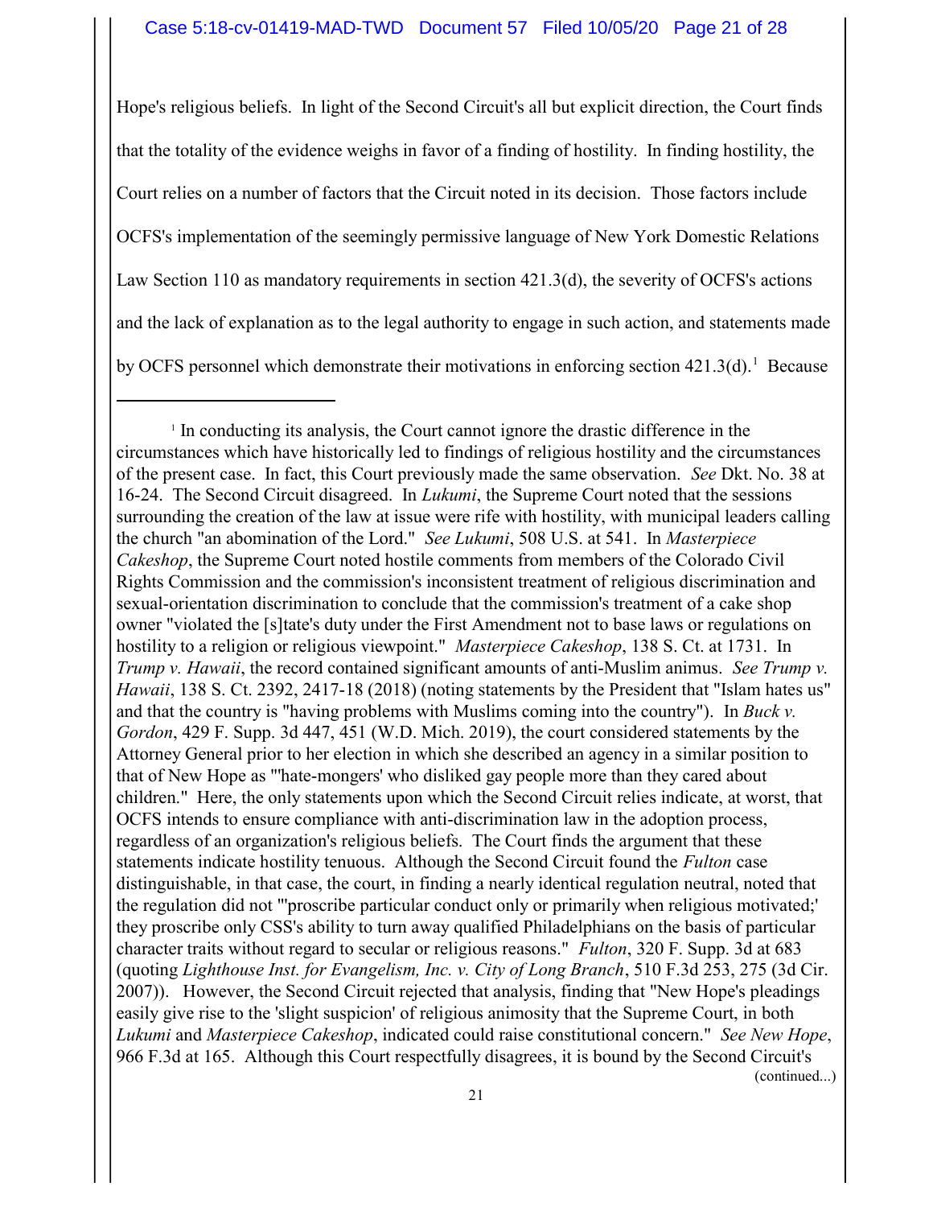Hope's religious beliefs. In light of the Second Circuit's all but explicit direction, the Court finds that the totality of the evidence weighs in favor of a finding of hostility. In finding hostility, the Court relies on a number of factors that the Circuit noted in its decision. Those factors include OCFS's implementation of the seemingly permissive language of New York Domestic Relations Law Section 110 as mandatory requirements in section 421.3(d), the severity of OCFS's actions and the lack of explanation as to the legal authority to engage in such action, and statements made by OCFS personnel which demonstrate their motivations in enforcing section 421.3(d).[1] Because

---

[1] In conducting its analysis, the Court cannot ignore the drastic difference in the circumstances which have historically led to findings of religious hostility and the circumstances of the present case. In fact, this Court previously made the same observation. *See* Dkt. No. 38 at 16-24. The Second Circuit disagreed. In *Lukumi*, the Supreme Court noted that the sessions surrounding the creation of the law at issue were rife with hostility, with municipal leaders calling the church "an abomination of the Lord." *See Lukumi*, 508 U.S. at 541. In *Masterpiece Cakeshop*, the Supreme Court noted hostile comments from members of the Colorado Civil Rights Commission and the commission's inconsistent treatment of religious discrimination and sexual-orientation discrimination to conclude that the commission's treatment of a cake shop owner "violated the [s]tate's duty under the First Amendment not to base laws or regulations on hostility to a religion or religious viewpoint." *Masterpiece Cakeshop*, 138 S. Ct. at 1731. In *Trump v. Hawaii*, the record contained significant amounts of anti-Muslim animus. *See Trump v. Hawaii*, 138 S. Ct. 2392, 2417-18 (2018) (noting statements by the President that "Islam hates us" and that the country is "having problems with Muslims coming into the country"). In *Buck v. Gordon*, 429 F. Supp. 3d 447, 451 (W.D. Mich. 2019), the court considered statements by the Attorney General prior to her election in which she described an agency in a similar position to that of New Hope as "'hate-mongers' who disliked gay people more than they cared about children." Here, the only statements upon which the Second Circuit relies indicate, at worst, that OCFS intends to ensure compliance with anti-discrimination law in the adoption process, regardless of an organization's religious beliefs. The Court finds the argument that these statements indicate hostility tenuous. Although the Second Circuit found the *Fulton* case distinguishable, in that case, the court, in finding a nearly identical regulation neutral, noted that the regulation did not "'proscribe particular conduct only or primarily when religious motivated;' they proscribe only CSS's ability to turn away qualified Philadelphians on the basis of particular character traits without regard to secular or religious reasons." *Fulton*, 320 F. Supp. 3d at 683 (quoting *Lighthouse Inst. for Evangelism, Inc. v. City of Long Branch*, 510 F.3d 253, 275 (3d Cir. 2007)). However, the Second Circuit rejected that analysis, finding that "New Hope's pleadings easily give rise to the 'slight suspicion' of religious animosity that the Supreme Court, in both *Lukumi* and *Masterpiece Cakeshop*, indicated could raise constitutional concern." *See New Hope*, 966 F.3d at 165. Although this Court respectfully disagrees, it is bound by the Second Circuit's

(continued...)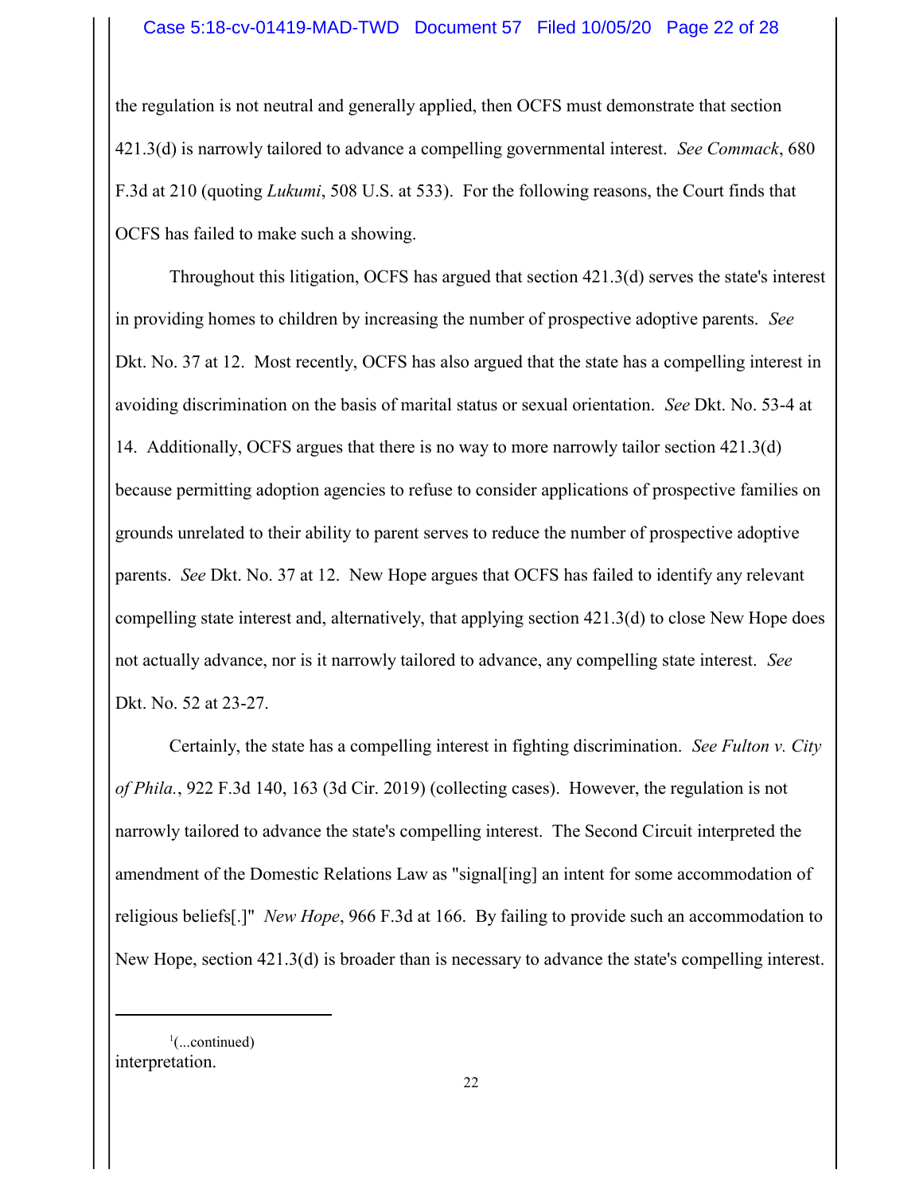the regulation is not neutral and generally applied, then OCFS must demonstrate that section 421.3(d) is narrowly tailored to advance a compelling governmental interest. *See Commack*, 680 F.3d at 210 (quoting *Lukumi*, 508 U.S. at 533). For the following reasons, the Court finds that OCFS has failed to make such a showing.

Throughout this litigation, OCFS has argued that section 421.3(d) serves the state's interest in providing homes to children by increasing the number of prospective adoptive parents. *See* Dkt. No. 37 at 12. Most recently, OCFS has also argued that the state has a compelling interest in avoiding discrimination on the basis of marital status or sexual orientation. *See* Dkt. No. 53-4 at 14. Additionally, OCFS argues that there is no way to more narrowly tailor section 421.3(d) because permitting adoption agencies to refuse to consider applications of prospective families on grounds unrelated to their ability to parent serves to reduce the number of prospective adoptive parents. *See* Dkt. No. 37 at 12. New Hope argues that OCFS has failed to identify any relevant compelling state interest and, alternatively, that applying section 421.3(d) to close New Hope does not actually advance, nor is it narrowly tailored to advance, any compelling state interest. *See* Dkt. No. 52 at 23-27.

Certainly, the state has a compelling interest in fighting discrimination. *See Fulton v. City of Phila.*, 922 F.3d 140, 163 (3d Cir. 2019) (collecting cases). However, the regulation is not narrowly tailored to advance the state's compelling interest. The Second Circuit interpreted the amendment of the Domestic Relations Law as "signal[ing] an intent for some accommodation of religious beliefs[.]" *New Hope*, 966 F.3d at 166. By failing to provide such an accommodation to New Hope, section 421.3(d) is broader than is necessary to advance the state's compelling interest.

---

[1](...continued)
interpretation.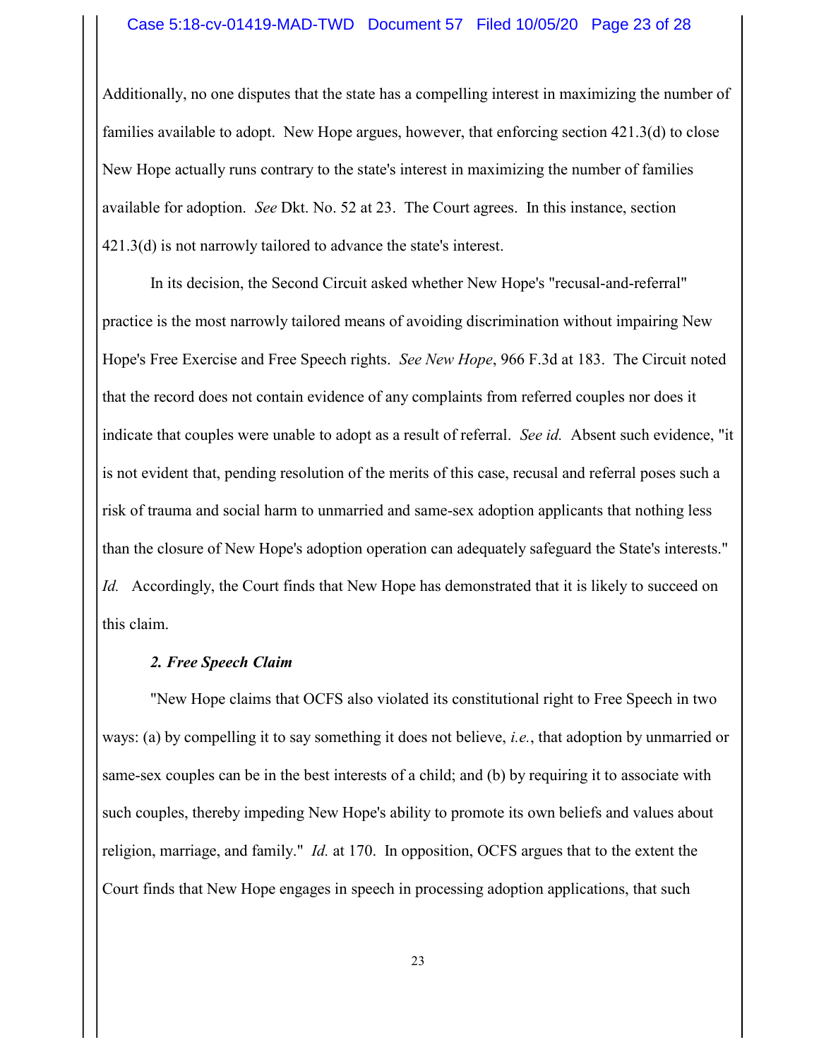Additionally, no one disputes that the state has a compelling interest in maximizing the number of families available to adopt. New Hope argues, however, that enforcing section 421.3(d) to close New Hope actually runs contrary to the state's interest in maximizing the number of families available for adoption. *See* Dkt. No. 52 at 23. The Court agrees. In this instance, section 421.3(d) is not narrowly tailored to advance the state's interest.

In its decision, the Second Circuit asked whether New Hope's "recusal-and-referral" practice is the most narrowly tailored means of avoiding discrimination without impairing New Hope's Free Exercise and Free Speech rights. *See New Hope*, 966 F.3d at 183. The Circuit noted that the record does not contain evidence of any complaints from referred couples nor does it indicate that couples were unable to adopt as a result of referral. *See id.* Absent such evidence, "it is not evident that, pending resolution of the merits of this case, recusal and referral poses such a risk of trauma and social harm to unmarried and same-sex adoption applicants that nothing less than the closure of New Hope's adoption operation can adequately safeguard the State's interests." *Id.* Accordingly, the Court finds that New Hope has demonstrated that it is likely to succeed on this claim.

***2. Free Speech Claim***

"New Hope claims that OCFS also violated its constitutional right to Free Speech in two ways: (a) by compelling it to say something it does not believe, *i.e.*, that adoption by unmarried or same-sex couples can be in the best interests of a child; and (b) by requiring it to associate with such couples, thereby impeding New Hope's ability to promote its own beliefs and values about religion, marriage, and family." *Id.* at 170. In opposition, OCFS argues that to the extent the Court finds that New Hope engages in speech in processing adoption applications, that such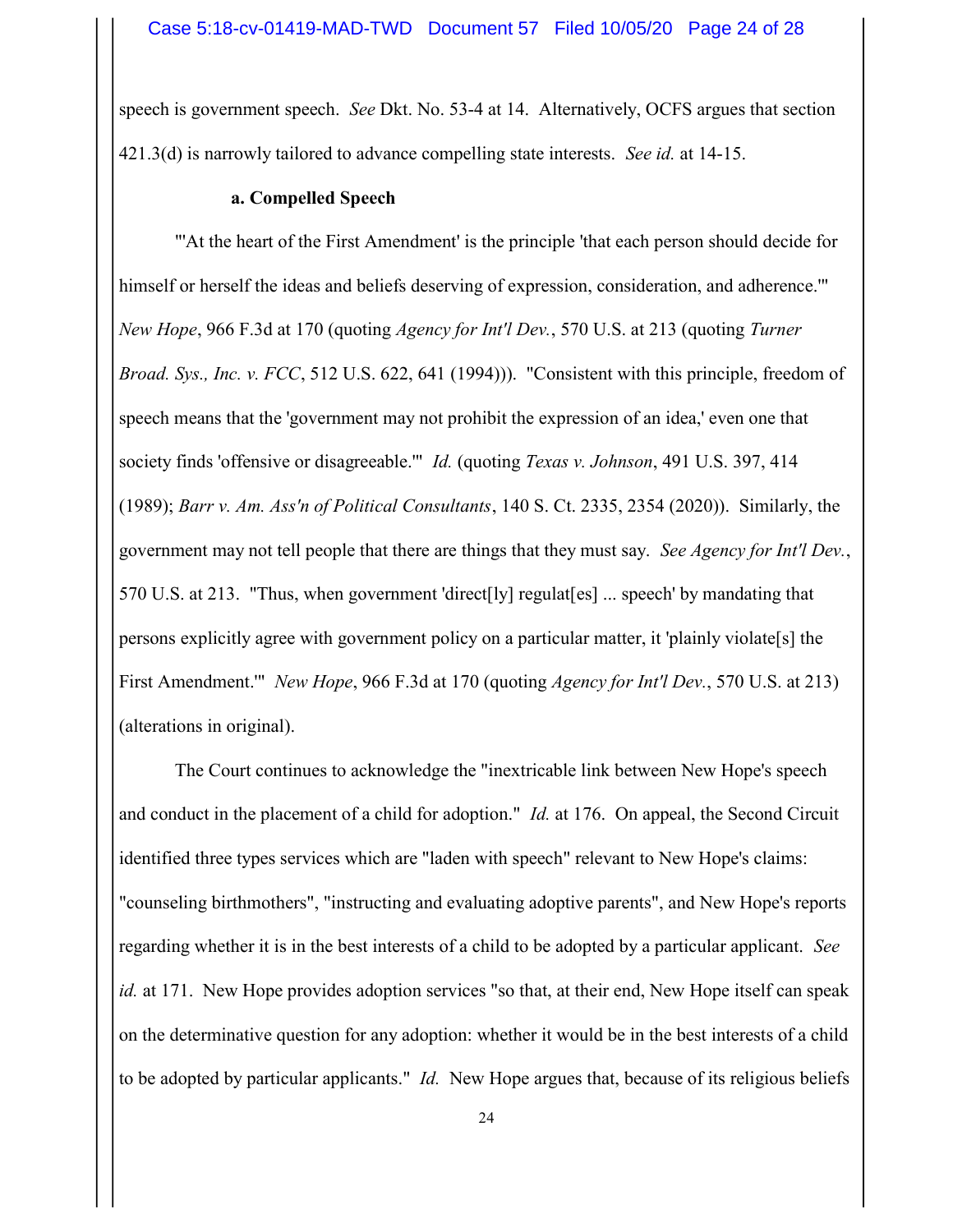speech is government speech. *See* Dkt. No. 53-4 at 14. Alternatively, OCFS argues that section 421.3(d) is narrowly tailored to advance compelling state interests. *See id.* at 14-15.

**a. Compelled Speech**

"'At the heart of the First Amendment' is the principle 'that each person should decide for himself or herself the ideas and beliefs deserving of expression, consideration, and adherence.'" *New Hope*, 966 F.3d at 170 (quoting *Agency for Int'l Dev.*, 570 U.S. at 213 (quoting *Turner Broad. Sys., Inc. v. FCC*, 512 U.S. 622, 641 (1994))). "Consistent with this principle, freedom of speech means that the 'government may not prohibit the expression of an idea,' even one that society finds 'offensive or disagreeable.'" *Id.* (quoting *Texas v. Johnson*, 491 U.S. 397, 414 (1989); *Barr v. Am. Ass'n of Political Consultants*, 140 S. Ct. 2335, 2354 (2020)). Similarly, the government may not tell people that there are things that they must say. *See Agency for Int'l Dev.*, 570 U.S. at 213. "Thus, when government 'direct[ly] regulat[es] ... speech' by mandating that persons explicitly agree with government policy on a particular matter, it 'plainly violate[s] the First Amendment.'" *New Hope*, 966 F.3d at 170 (quoting *Agency for Int'l Dev.*, 570 U.S. at 213) (alterations in original).

The Court continues to acknowledge the "inextricable link between New Hope's speech and conduct in the placement of a child for adoption." *Id.* at 176. On appeal, the Second Circuit identified three types services which are "laden with speech" relevant to New Hope's claims: "counseling birthmothers", "instructing and evaluating adoptive parents", and New Hope's reports regarding whether it is in the best interests of a child to be adopted by a particular applicant. *See id.* at 171. New Hope provides adoption services "so that, at their end, New Hope itself can speak on the determinative question for any adoption: whether it would be in the best interests of a child to be adopted by particular applicants." *Id.* New Hope argues that, because of its religious beliefs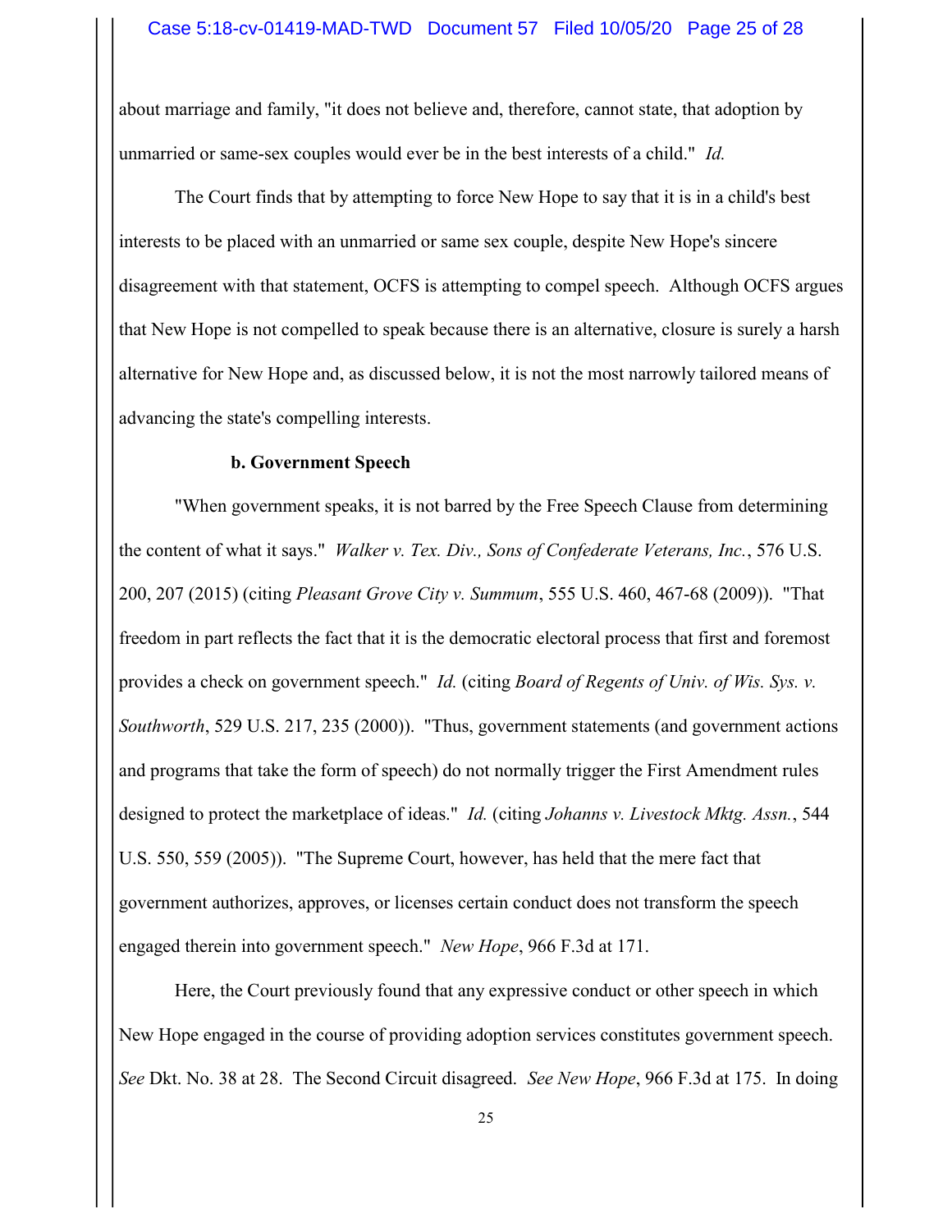about marriage and family, "it does not believe and, therefore, cannot state, that adoption by unmarried or same-sex couples would ever be in the best interests of a child." *Id.*

The Court finds that by attempting to force New Hope to say that it is in a child's best interests to be placed with an unmarried or same sex couple, despite New Hope's sincere disagreement with that statement, OCFS is attempting to compel speech. Although OCFS argues that New Hope is not compelled to speak because there is an alternative, closure is surely a harsh alternative for New Hope and, as discussed below, it is not the most narrowly tailored means of advancing the state's compelling interests.

**b. Government Speech**

"When government speaks, it is not barred by the Free Speech Clause from determining the content of what it says." *Walker v. Tex. Div., Sons of Confederate Veterans, Inc.*, 576 U.S. 200, 207 (2015) (citing *Pleasant Grove City v. Summum*, 555 U.S. 460, 467-68 (2009)). "That freedom in part reflects the fact that it is the democratic electoral process that first and foremost provides a check on government speech." *Id.* (citing *Board of Regents of Univ. of Wis. Sys. v. Southworth*, 529 U.S. 217, 235 (2000)). "Thus, government statements (and government actions and programs that take the form of speech) do not normally trigger the First Amendment rules designed to protect the marketplace of ideas." *Id.* (citing *Johanns v. Livestock Mktg. Assn.*, 544 U.S. 550, 559 (2005)). "The Supreme Court, however, has held that the mere fact that government authorizes, approves, or licenses certain conduct does not transform the speech engaged therein into government speech." *New Hope*, 966 F.3d at 171.

Here, the Court previously found that any expressive conduct or other speech in which New Hope engaged in the course of providing adoption services constitutes government speech. *See* Dkt. No. 38 at 28. The Second Circuit disagreed. *See New Hope*, 966 F.3d at 175. In doing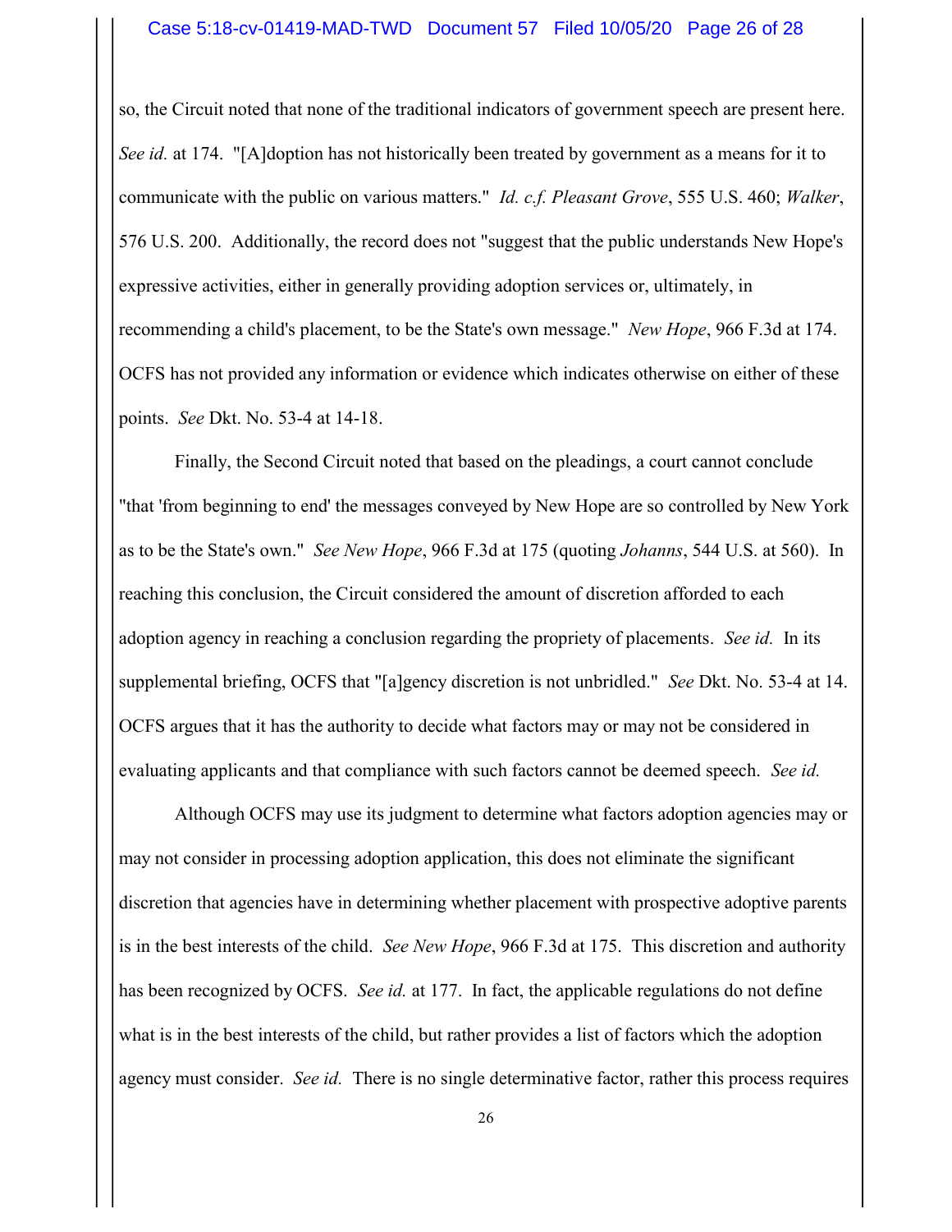so, the Circuit noted that none of the traditional indicators of government speech are present here. *See id.* at 174. "[A]doption has not historically been treated by government as a means for it to communicate with the public on various matters." *Id. c.f. Pleasant Grove*, 555 U.S. 460; *Walker*, 576 U.S. 200. Additionally, the record does not "suggest that the public understands New Hope's expressive activities, either in generally providing adoption services or, ultimately, in recommending a child's placement, to be the State's own message." *New Hope*, 966 F.3d at 174. OCFS has not provided any information or evidence which indicates otherwise on either of these points. *See* Dkt. No. 53-4 at 14-18.

Finally, the Second Circuit noted that based on the pleadings, a court cannot conclude "that 'from beginning to end' the messages conveyed by New Hope are so controlled by New York as to be the State's own." *See New Hope*, 966 F.3d at 175 (quoting *Johanns*, 544 U.S. at 560). In reaching this conclusion, the Circuit considered the amount of discretion afforded to each adoption agency in reaching a conclusion regarding the propriety of placements. *See id.* In its supplemental briefing, OCFS that "[a]gency discretion is not unbridled." *See* Dkt. No. 53-4 at 14. OCFS argues that it has the authority to decide what factors may or may not be considered in evaluating applicants and that compliance with such factors cannot be deemed speech. *See id.*

Although OCFS may use its judgment to determine what factors adoption agencies may or may not consider in processing adoption application, this does not eliminate the significant discretion that agencies have in determining whether placement with prospective adoptive parents is in the best interests of the child. *See New Hope*, 966 F.3d at 175. This discretion and authority has been recognized by OCFS. *See id.* at 177. In fact, the applicable regulations do not define what is in the best interests of the child, but rather provides a list of factors which the adoption agency must consider. *See id.* There is no single determinative factor, rather this process requires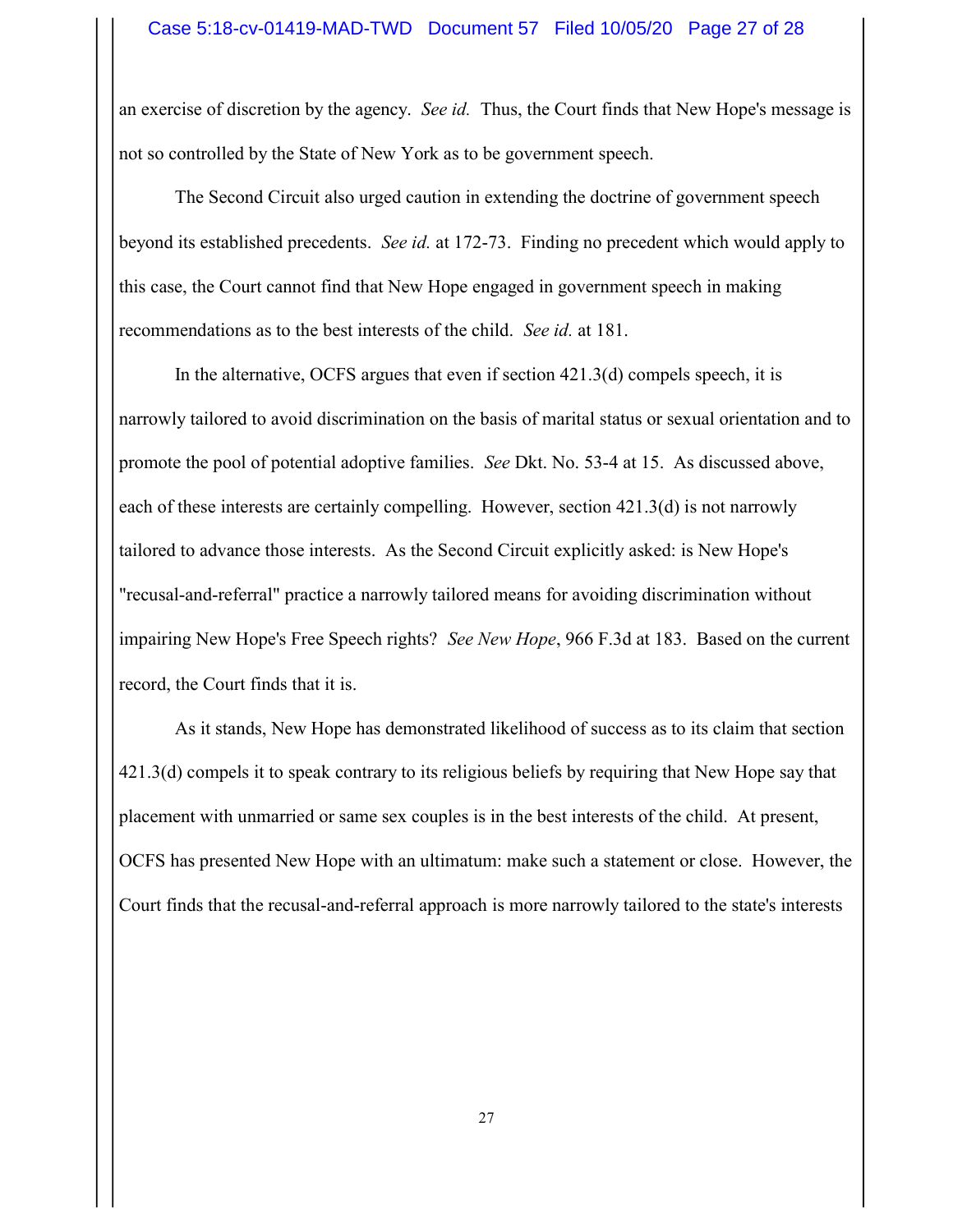an exercise of discretion by the agency. *See id.* Thus, the Court finds that New Hope's message is not so controlled by the State of New York as to be government speech.

The Second Circuit also urged caution in extending the doctrine of government speech beyond its established precedents. *See id.* at 172-73. Finding no precedent which would apply to this case, the Court cannot find that New Hope engaged in government speech in making recommendations as to the best interests of the child. *See id.* at 181.

In the alternative, OCFS argues that even if section 421.3(d) compels speech, it is narrowly tailored to avoid discrimination on the basis of marital status or sexual orientation and to promote the pool of potential adoptive families. *See* Dkt. No. 53-4 at 15. As discussed above, each of these interests are certainly compelling. However, section 421.3(d) is not narrowly tailored to advance those interests. As the Second Circuit explicitly asked: is New Hope's "recusal-and-referral" practice a narrowly tailored means for avoiding discrimination without impairing New Hope's Free Speech rights? *See New Hope*, 966 F.3d at 183. Based on the current record, the Court finds that it is.

As it stands, New Hope has demonstrated likelihood of success as to its claim that section 421.3(d) compels it to speak contrary to its religious beliefs by requiring that New Hope say that placement with unmarried or same sex couples is in the best interests of the child. At present, OCFS has presented New Hope with an ultimatum: make such a statement or close. However, the Court finds that the recusal-and-referral approach is more narrowly tailored to the state's interests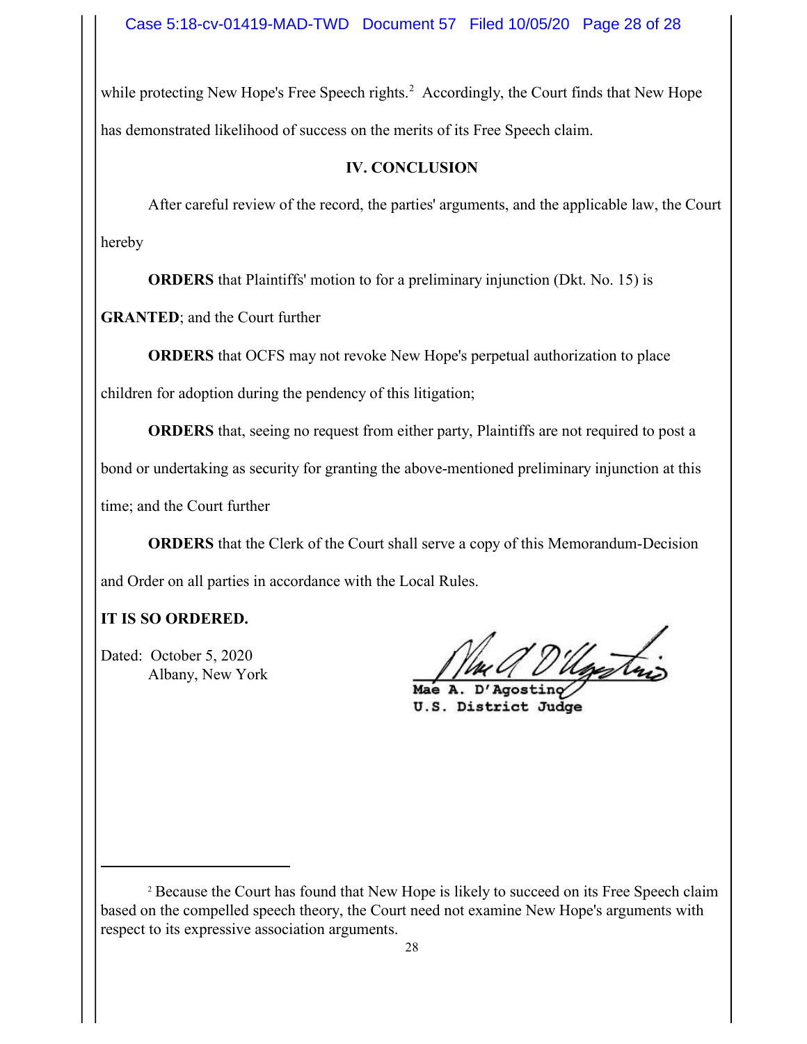while protecting New Hope's Free Speech rights.[2] Accordingly, the Court finds that New Hope has demonstrated likelihood of success on the merits of its Free Speech claim.

## IV. CONCLUSION

After careful review of the record, the parties' arguments, and the applicable law, the Court hereby

**ORDERS** that Plaintiffs' motion to for a preliminary injunction (Dkt. No. 15) is **GRANTED**; and the Court further

**ORDERS** that OCFS may not revoke New Hope's perpetual authorization to place children for adoption during the pendency of this litigation;

**ORDERS** that, seeing no request from either party, Plaintiffs are not required to post a bond or undertaking as security for granting the above-mentioned preliminary injunction at this time; and the Court further

**ORDERS** that the Clerk of the Court shall serve a copy of this Memorandum-Decision and Order on all parties in accordance with the Local Rules.

**IT IS SO ORDERED.**

Dated: October 5, 2020
Albany, New York

Mae A. D'Agostino
U.S. District Judge

---

[2] Because the Court has found that New Hope is likely to succeed on its Free Speech claim based on the compelled speech theory, the Court need not examine New Hope's arguments with respect to its expressive association arguments.